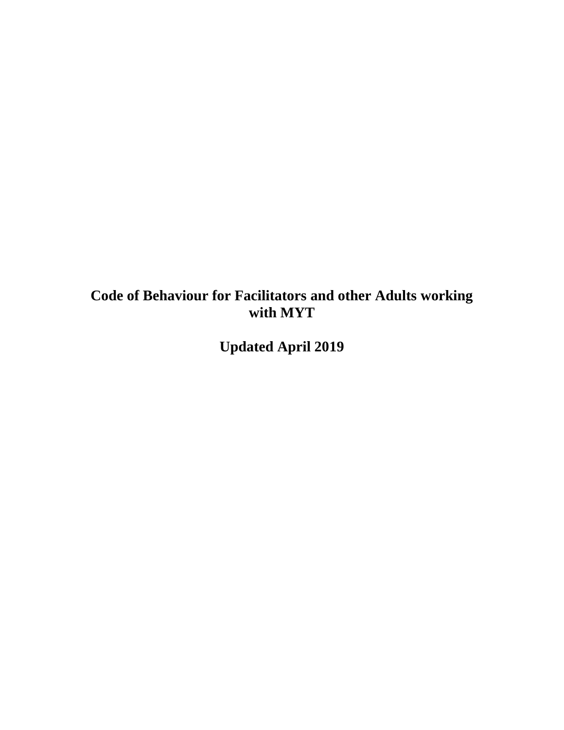# Code of Behaviour for Facilitators and other Adults working with MYT

**Updated April 2019**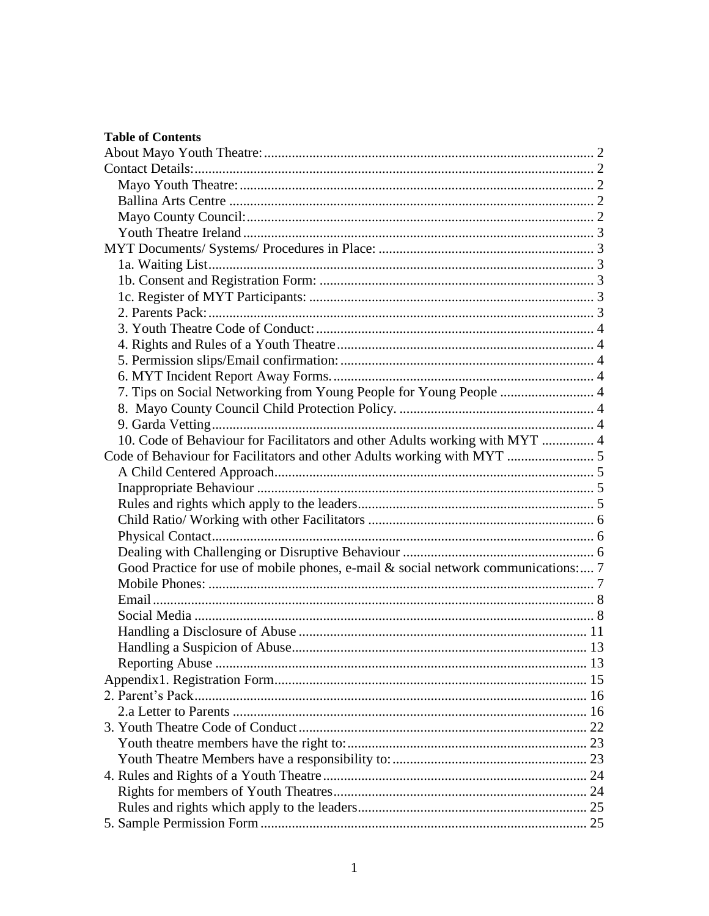**Table of Contents**

About Mayo Youth Theatre: 2
Contact Details: 2
- Mayo Youth Theatre: 2
- Ballina Arts Centre 2
- Mayo County Council: 2
- Youth Theatre Ireland 3

MYT Documents/ Systems/ Procedures in Place: 3
- 1a. Waiting List 3
- 1b. Consent and Registration Form: 3
- 1c. Register of MYT Participants: 3
- 2. Parents Pack: 3
- 3. Youth Theatre Code of Conduct: 4
- 4. Rights and Rules of a Youth Theatre 4
- 5. Permission slips/Email confirmation: 4
- 6. MYT Incident Report Away Forms. 4
- 7. Tips on Social Networking from Young People for Young People 4
- 8. Mayo County Council Child Protection Policy. 4
- 9. Garda Vetting 4
- 10. Code of Behaviour for Facilitators and other Adults working with MYT 4

Code of Behaviour for Facilitators and other Adults working with MYT 5
- A Child Centered Approach 5
- Inappropriate Behaviour 5
- Rules and rights which apply to the leaders 5
- Child Ratio/ Working with other Facilitators 6
- Physical Contact 6
- Dealing with Challenging or Disruptive Behaviour 6
- Good Practice for use of mobile phones, e-mail & social network communications: 7
- Mobile Phones: 7
- Email 8
- Social Media 8
- Handling a Disclosure of Abuse 11
- Handling a Suspicion of Abuse 13
- Reporting Abuse 13

Appendix1. Registration Form 15

2. Parent's Pack 16
- 2.a Letter to Parents 16

3. Youth Theatre Code of Conduct 22
- Youth theatre members have the right to: 23
- Youth Theatre Members have a responsibility to: 23

4. Rules and Rights of a Youth Theatre 24
- Rights for members of Youth Theatres 24
- Rules and rights which apply to the leaders 25

5. Sample Permission Form 25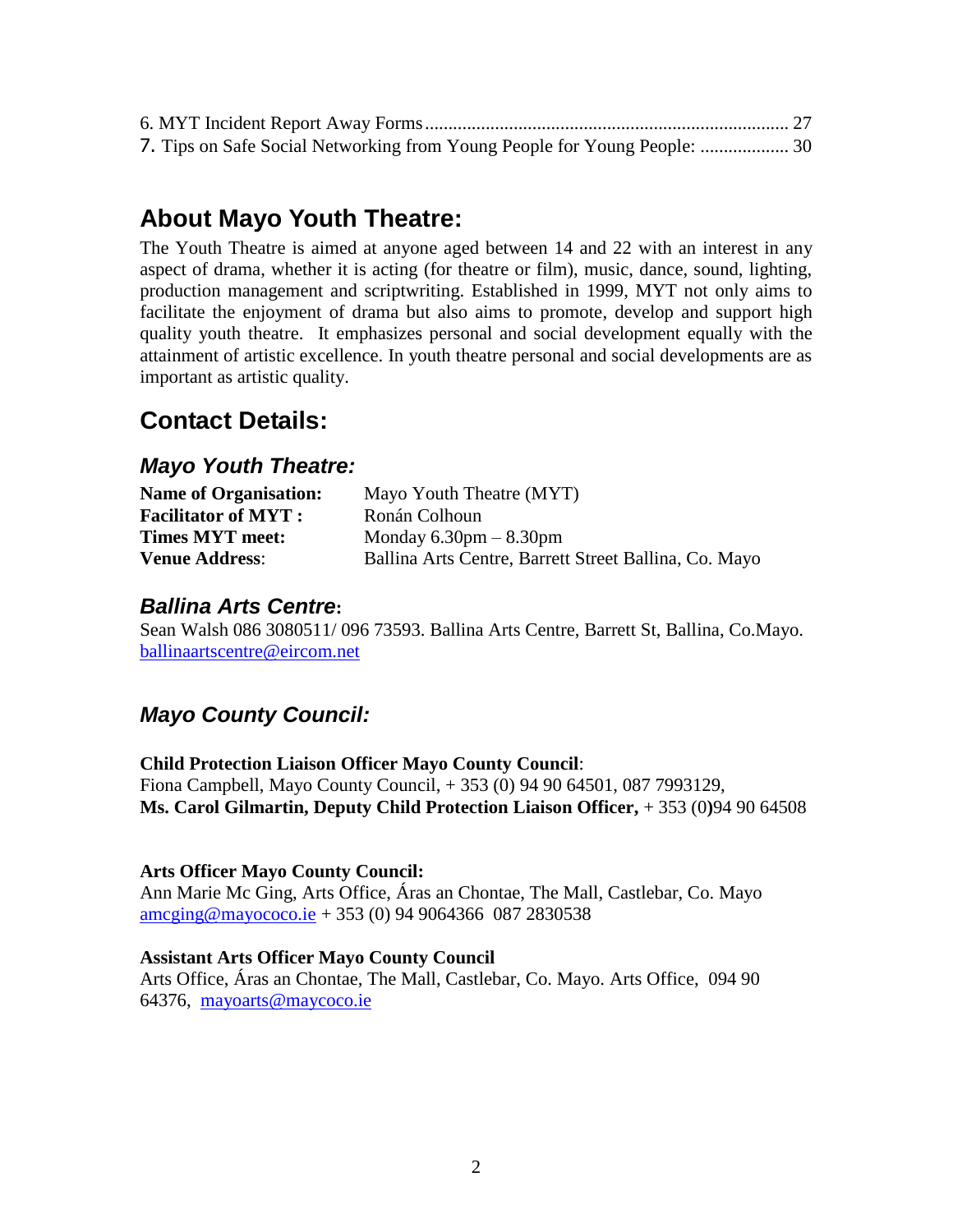6. MYT Incident Report Away Forms ............................................................................ 27
7. Tips on Safe Social Networking from Young People for Young People: ................... 30

## About Mayo Youth Theatre:

The Youth Theatre is aimed at anyone aged between 14 and 22 with an interest in any aspect of drama, whether it is acting (for theatre or film), music, dance, sound, lighting, production management and scriptwriting. Established in 1999, MYT not only aims to facilitate the enjoyment of drama but also aims to promote, develop and support high quality youth theatre. It emphasizes personal and social development equally with the attainment of artistic excellence. In youth theatre personal and social developments are as important as artistic quality.

## Contact Details:

### *Mayo Youth Theatre:*

| | |
|---|---|
| **Name of Organisation:** | Mayo Youth Theatre (MYT) |
| **Facilitator of MYT :** | Ronán Colhoun |
| **Times MYT meet:** | Monday 6.30pm – 8.30pm |
| **Venue Address**: | Ballina Arts Centre, Barrett Street Ballina, Co. Mayo |

### *Ballina Arts Centre*:

Sean Walsh 086 3080511/ 096 73593. Ballina Arts Centre, Barrett St, Ballina, Co.Mayo.
ballinaartscentre@eircom.net

### *Mayo County Council:*

**Child Protection Liaison Officer Mayo County Council**:
Fiona Campbell, Mayo County Council, + 353 (0) 94 90 64501, 087 7993129,
**Ms. Carol Gilmartin, Deputy Child Protection Liaison Officer,** + 353 (0**)**94 90 64508

**Arts Officer Mayo County Council:**
Ann Marie Mc Ging, Arts Office, Áras an Chontae, The Mall, Castlebar, Co. Mayo
amcging@mayococo.ie + 353 (0) 94 9064366 087 2830538

**Assistant Arts Officer Mayo County Council**
Arts Office, Áras an Chontae, The Mall, Castlebar, Co. Mayo. Arts Office, 094 90 64376, mayoarts@maycoco.ie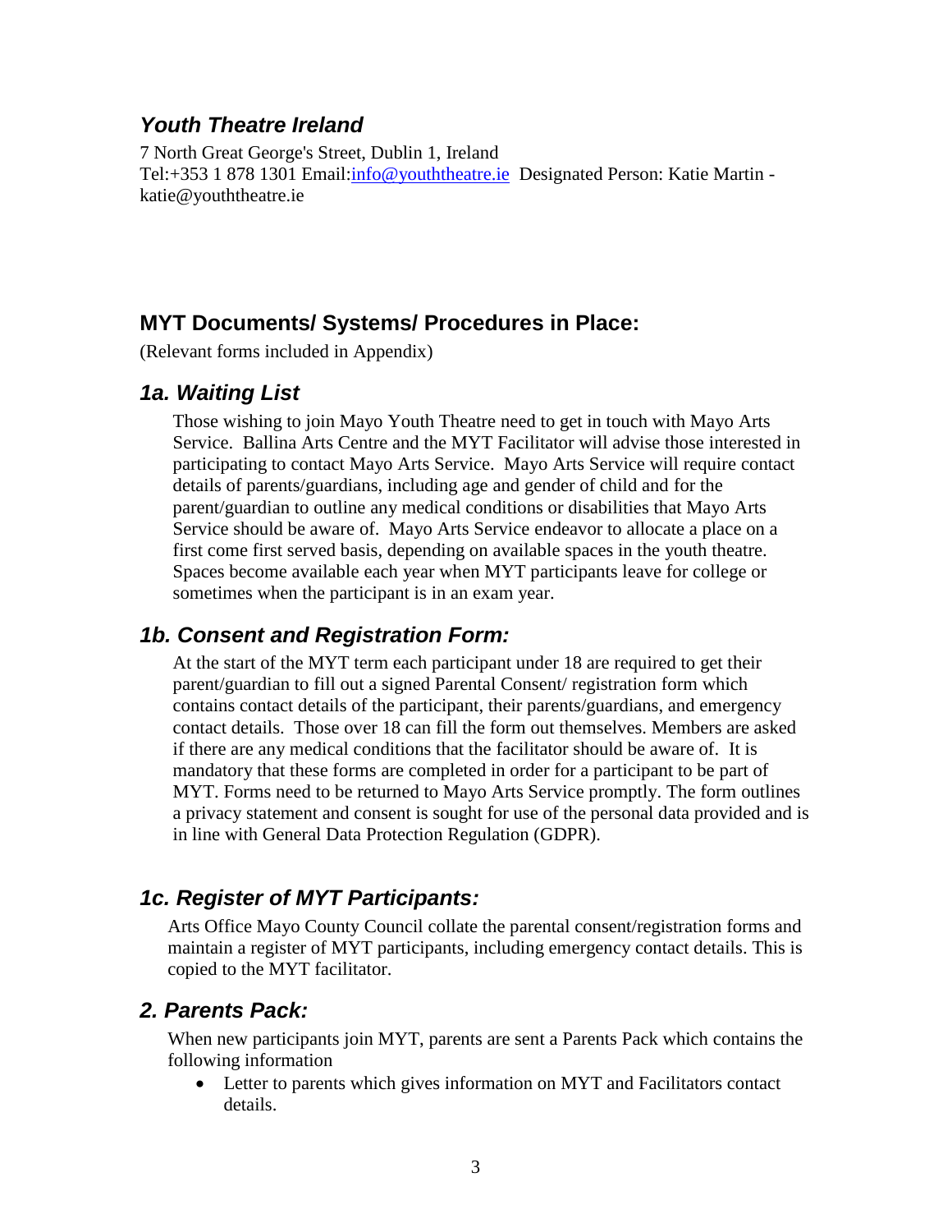## *Youth Theatre Ireland*

7 North Great George's Street, Dublin 1, Ireland
Tel:+353 1 878 1301 Email:info@youththeatre.ie Designated Person: Katie Martin - katie@youththeatre.ie

## MYT Documents/ Systems/ Procedures in Place:

(Relevant forms included in Appendix)

### *1a. Waiting List*

Those wishing to join Mayo Youth Theatre need to get in touch with Mayo Arts Service. Ballina Arts Centre and the MYT Facilitator will advise those interested in participating to contact Mayo Arts Service. Mayo Arts Service will require contact details of parents/guardians, including age and gender of child and for the parent/guardian to outline any medical conditions or disabilities that Mayo Arts Service should be aware of. Mayo Arts Service endeavor to allocate a place on a first come first served basis, depending on available spaces in the youth theatre. Spaces become available each year when MYT participants leave for college or sometimes when the participant is in an exam year.

### *1b. Consent and Registration Form:*

At the start of the MYT term each participant under 18 are required to get their parent/guardian to fill out a signed Parental Consent/ registration form which contains contact details of the participant, their parents/guardians, and emergency contact details. Those over 18 can fill the form out themselves. Members are asked if there are any medical conditions that the facilitator should be aware of. It is mandatory that these forms are completed in order for a participant to be part of MYT. Forms need to be returned to Mayo Arts Service promptly. The form outlines a privacy statement and consent is sought for use of the personal data provided and is in line with General Data Protection Regulation (GDPR).

### *1c. Register of MYT Participants:*

Arts Office Mayo County Council collate the parental consent/registration forms and maintain a register of MYT participants, including emergency contact details. This is copied to the MYT facilitator.

### *2. Parents Pack:*

When new participants join MYT, parents are sent a Parents Pack which contains the following information

- Letter to parents which gives information on MYT and Facilitators contact details.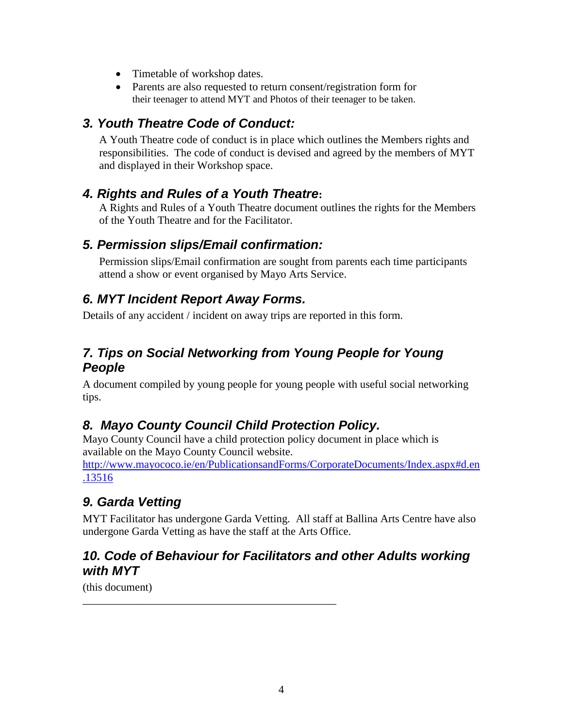- Timetable of workshop dates.
- Parents are also requested to return consent/registration form for their teenager to attend MYT and Photos of their teenager to be taken.

## *3. Youth Theatre Code of Conduct:*

A Youth Theatre code of conduct is in place which outlines the Members rights and responsibilities. The code of conduct is devised and agreed by the members of MYT and displayed in their Workshop space.

## *4. Rights and Rules of a Youth Theatre:*

A Rights and Rules of a Youth Theatre document outlines the rights for the Members of the Youth Theatre and for the Facilitator.

## *5. Permission slips/Email confirmation:*

Permission slips/Email confirmation are sought from parents each time participants attend a show or event organised by Mayo Arts Service.

## *6. MYT Incident Report Away Forms.*

Details of any accident / incident on away trips are reported in this form.

## *7. Tips on Social Networking from Young People for Young People*

A document compiled by young people for young people with useful social networking tips.

## *8. Mayo County Council Child Protection Policy.*

Mayo County Council have a child protection policy document in place which is available on the Mayo County Council website.
http://www.mayococo.ie/en/PublicationsandForms/CorporateDocuments/Index.aspx#d.en.13516

## *9. Garda Vetting*

MYT Facilitator has undergone Garda Vetting. All staff at Ballina Arts Centre have also undergone Garda Vetting as have the staff at the Arts Office.

## *10. Code of Behaviour for Facilitators and other Adults working with MYT*

(this document)

---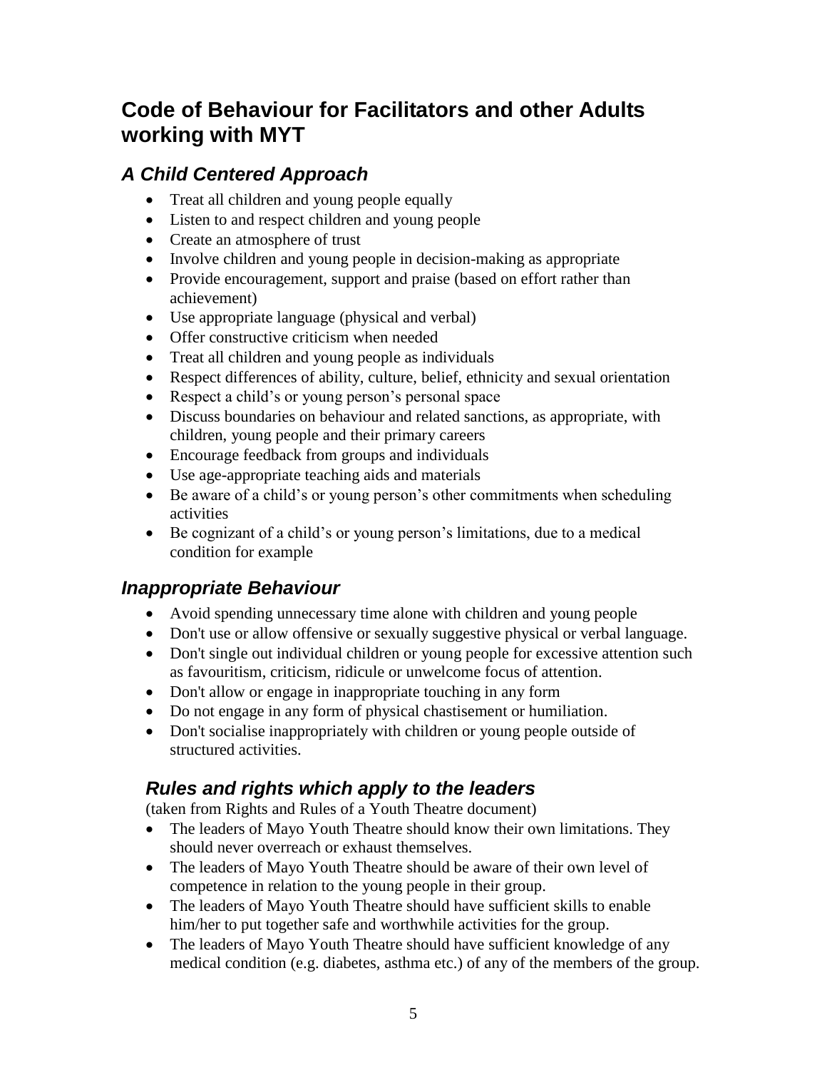## Code of Behaviour for Facilitators and other Adults working with MYT

### *A Child Centered Approach*

- Treat all children and young people equally
- Listen to and respect children and young people
- Create an atmosphere of trust
- Involve children and young people in decision-making as appropriate
- Provide encouragement, support and praise (based on effort rather than achievement)
- Use appropriate language (physical and verbal)
- Offer constructive criticism when needed
- Treat all children and young people as individuals
- Respect differences of ability, culture, belief, ethnicity and sexual orientation
- Respect a child's or young person's personal space
- Discuss boundaries on behaviour and related sanctions, as appropriate, with children, young people and their primary careers
- Encourage feedback from groups and individuals
- Use age-appropriate teaching aids and materials
- Be aware of a child's or young person's other commitments when scheduling activities
- Be cognizant of a child's or young person's limitations, due to a medical condition for example

### *Inappropriate Behaviour*

- Avoid spending unnecessary time alone with children and young people
- Don't use or allow offensive or sexually suggestive physical or verbal language.
- Don't single out individual children or young people for excessive attention such as favouritism, criticism, ridicule or unwelcome focus of attention.
- Don't allow or engage in inappropriate touching in any form
- Do not engage in any form of physical chastisement or humiliation.
- Don't socialise inappropriately with children or young people outside of structured activities.

### *Rules and rights which apply to the leaders*

(taken from Rights and Rules of a Youth Theatre document)

- The leaders of Mayo Youth Theatre should know their own limitations. They should never overreach or exhaust themselves.
- The leaders of Mayo Youth Theatre should be aware of their own level of competence in relation to the young people in their group.
- The leaders of Mayo Youth Theatre should have sufficient skills to enable him/her to put together safe and worthwhile activities for the group.
- The leaders of Mayo Youth Theatre should have sufficient knowledge of any medical condition (e.g. diabetes, asthma etc.) of any of the members of the group.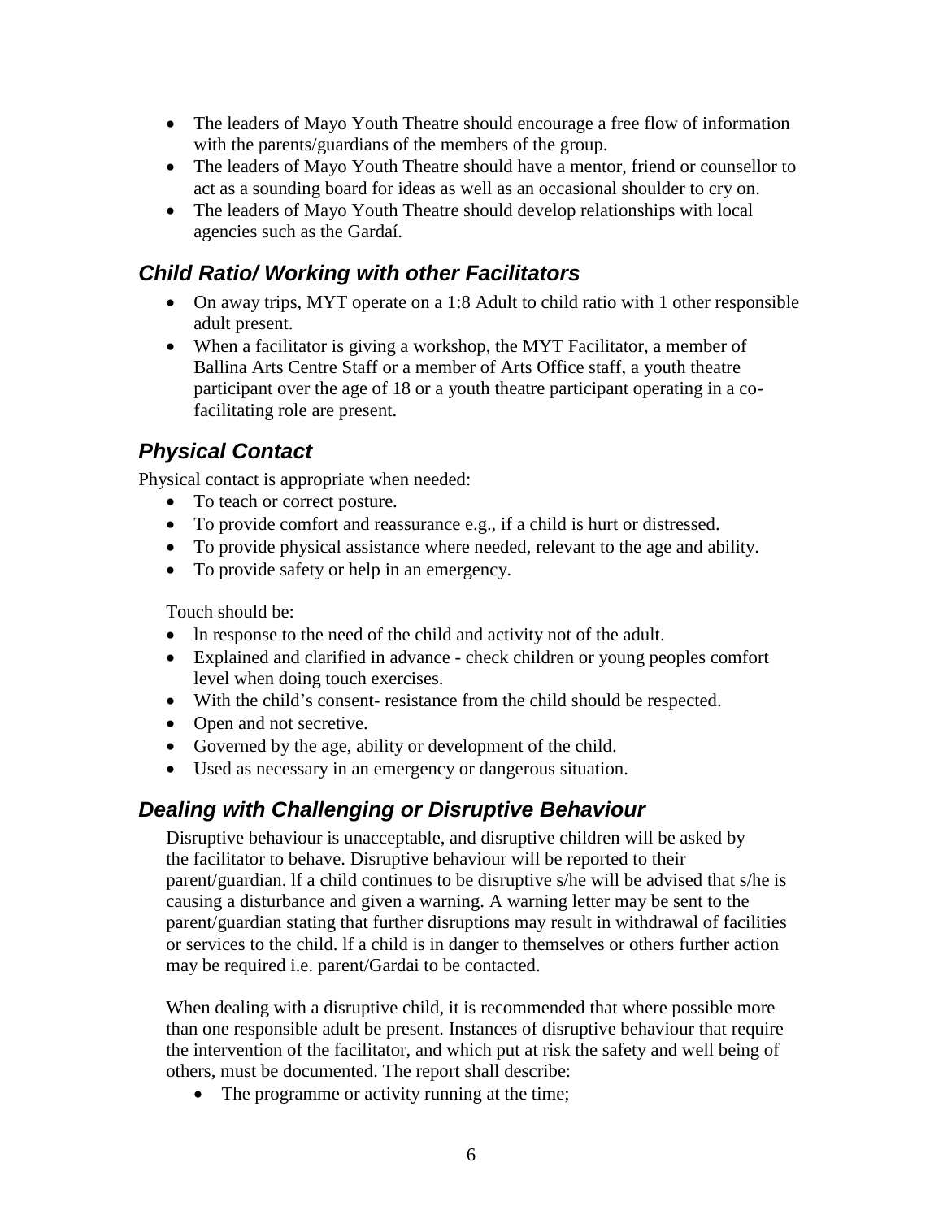- The leaders of Mayo Youth Theatre should encourage a free flow of information with the parents/guardians of the members of the group.
- The leaders of Mayo Youth Theatre should have a mentor, friend or counsellor to act as a sounding board for ideas as well as an occasional shoulder to cry on.
- The leaders of Mayo Youth Theatre should develop relationships with local agencies such as the Gardaí.

## *Child Ratio/ Working with other Facilitators*

- On away trips, MYT operate on a 1:8 Adult to child ratio with 1 other responsible adult present.
- When a facilitator is giving a workshop, the MYT Facilitator, a member of Ballina Arts Centre Staff or a member of Arts Office staff, a youth theatre participant over the age of 18 or a youth theatre participant operating in a co-facilitating role are present.

## *Physical Contact*

Physical contact is appropriate when needed:

- To teach or correct posture.
- To provide comfort and reassurance e.g., if a child is hurt or distressed.
- To provide physical assistance where needed, relevant to the age and ability.
- To provide safety or help in an emergency.

Touch should be:

- ln response to the need of the child and activity not of the adult.
- Explained and clarified in advance - check children or young peoples comfort level when doing touch exercises.
- With the child's consent- resistance from the child should be respected.
- Open and not secretive.
- Governed by the age, ability or development of the child.
- Used as necessary in an emergency or dangerous situation.

## *Dealing with Challenging or Disruptive Behaviour*

Disruptive behaviour is unacceptable, and disruptive children will be asked by the facilitator to behave. Disruptive behaviour will be reported to their parent/guardian. lf a child continues to be disruptive s/he will be advised that s/he is causing a disturbance and given a warning. A warning letter may be sent to the parent/guardian stating that further disruptions may result in withdrawal of facilities or services to the child. lf a child is in danger to themselves or others further action may be required i.e. parent/Gardai to be contacted.

When dealing with a disruptive child, it is recommended that where possible more than one responsible adult be present. Instances of disruptive behaviour that require the intervention of the facilitator, and which put at risk the safety and well being of others, must be documented. The report shall describe:

- The programme or activity running at the time;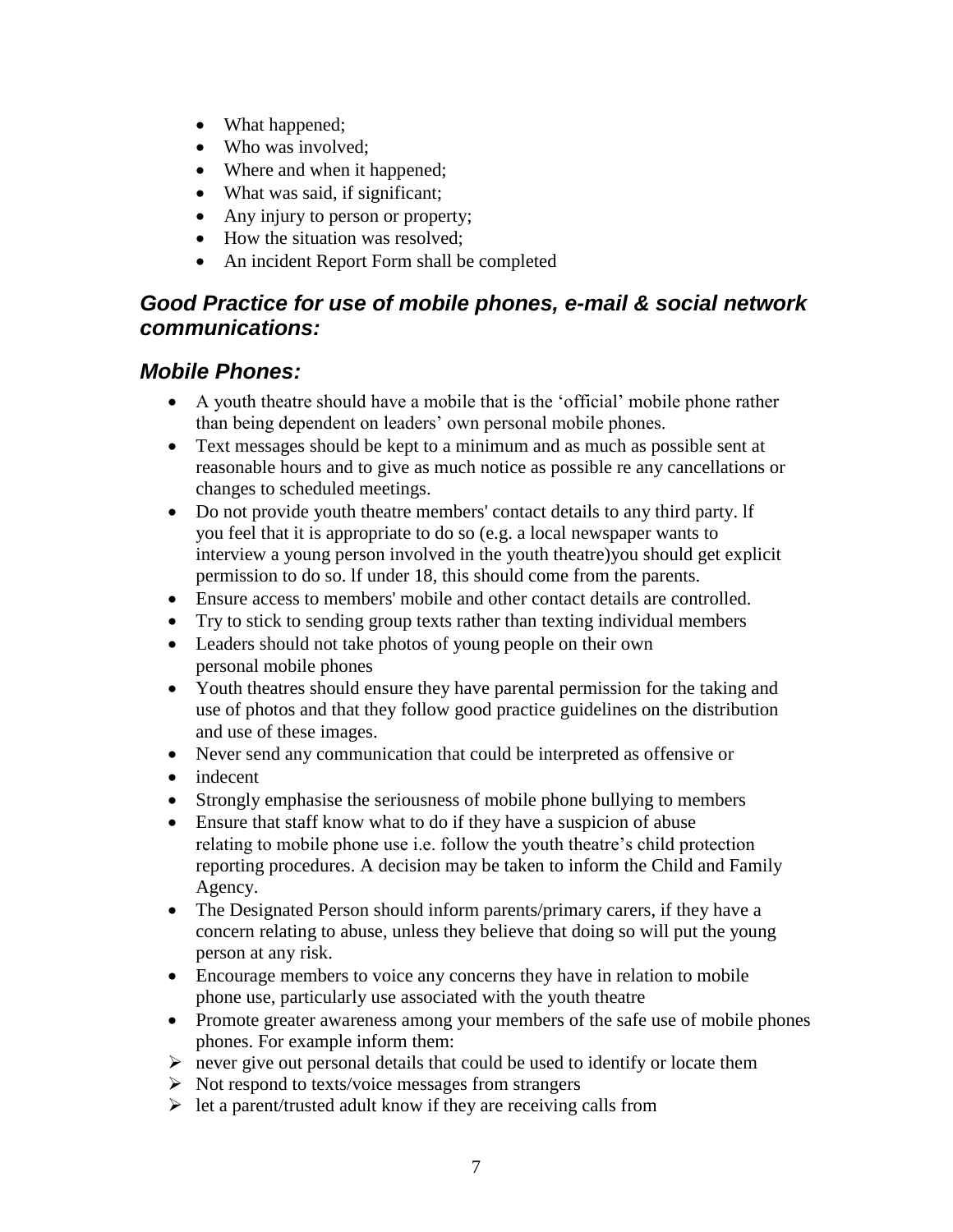- What happened;
- Who was involved;
- Where and when it happened;
- What was said, if significant;
- Any injury to person or property;
- How the situation was resolved;
- An incident Report Form shall be completed

## *Good Practice for use of mobile phones, e-mail & social network communications:*

## *Mobile Phones:*

- A youth theatre should have a mobile that is the 'official' mobile phone rather than being dependent on leaders' own personal mobile phones.
- Text messages should be kept to a minimum and as much as possible sent at reasonable hours and to give as much notice as possible re any cancellations or changes to scheduled meetings.
- Do not provide youth theatre members' contact details to any third party. lf you feel that it is appropriate to do so (e.g. a local newspaper wants to interview a young person involved in the youth theatre)you should get explicit permission to do so. lf under 18, this should come from the parents.
- Ensure access to members' mobile and other contact details are controlled.
- Try to stick to sending group texts rather than texting individual members
- Leaders should not take photos of young people on their own personal mobile phones
- Youth theatres should ensure they have parental permission for the taking and use of photos and that they follow good practice guidelines on the distribution and use of these images.
- Never send any communication that could be interpreted as offensive or
- indecent
- Strongly emphasise the seriousness of mobile phone bullying to members
- Ensure that staff know what to do if they have a suspicion of abuse relating to mobile phone use i.e. follow the youth theatre's child protection reporting procedures. A decision may be taken to inform the Child and Family Agency.
- The Designated Person should inform parents/primary carers, if they have a concern relating to abuse, unless they believe that doing so will put the young person at any risk.
- Encourage members to voice any concerns they have in relation to mobile phone use, particularly use associated with the youth theatre
- Promote greater awareness among your members of the safe use of mobile phones phones. For example inform them:

- ➢ never give out personal details that could be used to identify or locate them
- ➢ Not respond to texts/voice messages from strangers
- ➢ let a parent/trusted adult know if they are receiving calls from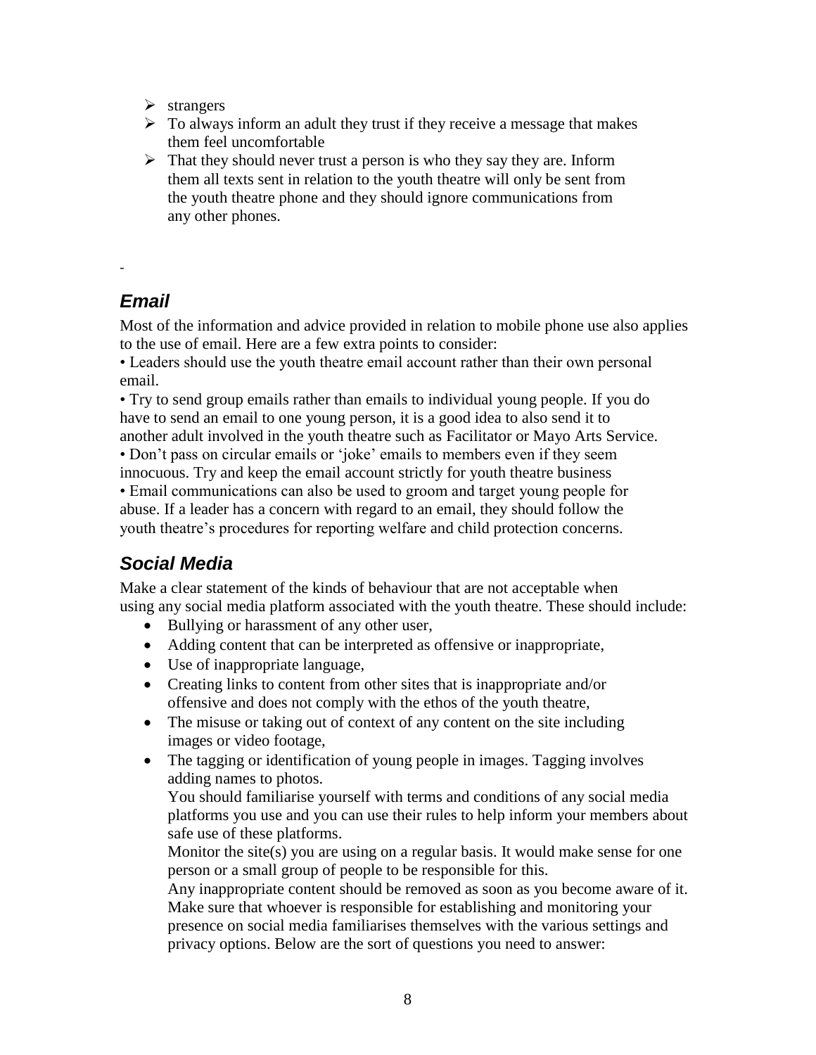- strangers
- To always inform an adult they trust if they receive a message that makes them feel uncomfortable
- That they should never trust a person is who they say they are. Inform them all texts sent in relation to the youth theatre will only be sent from the youth theatre phone and they should ignore communications from any other phones.

-

## *Email*

Most of the information and advice provided in relation to mobile phone use also applies to the use of email. Here are a few extra points to consider:

• Leaders should use the youth theatre email account rather than their own personal email.

• Try to send group emails rather than emails to individual young people. If you do have to send an email to one young person, it is a good idea to also send it to another adult involved in the youth theatre such as Facilitator or Mayo Arts Service.

• Don't pass on circular emails or 'joke' emails to members even if they seem innocuous. Try and keep the email account strictly for youth theatre business

• Email communications can also be used to groom and target young people for abuse. If a leader has a concern with regard to an email, they should follow the youth theatre's procedures for reporting welfare and child protection concerns.

## *Social Media*

Make a clear statement of the kinds of behaviour that are not acceptable when using any social media platform associated with the youth theatre. These should include:

- Bullying or harassment of any other user,
- Adding content that can be interpreted as offensive or inappropriate,
- Use of inappropriate language,
- Creating links to content from other sites that is inappropriate and/or offensive and does not comply with the ethos of the youth theatre,
- The misuse or taking out of context of any content on the site including images or video footage,
- The tagging or identification of young people in images. Tagging involves adding names to photos.

  You should familiarise yourself with terms and conditions of any social media platforms you use and you can use their rules to help inform your members about safe use of these platforms.

  Monitor the site(s) you are using on a regular basis. It would make sense for one person or a small group of people to be responsible for this.

  Any inappropriate content should be removed as soon as you become aware of it. Make sure that whoever is responsible for establishing and monitoring your presence on social media familiarises themselves with the various settings and privacy options. Below are the sort of questions you need to answer: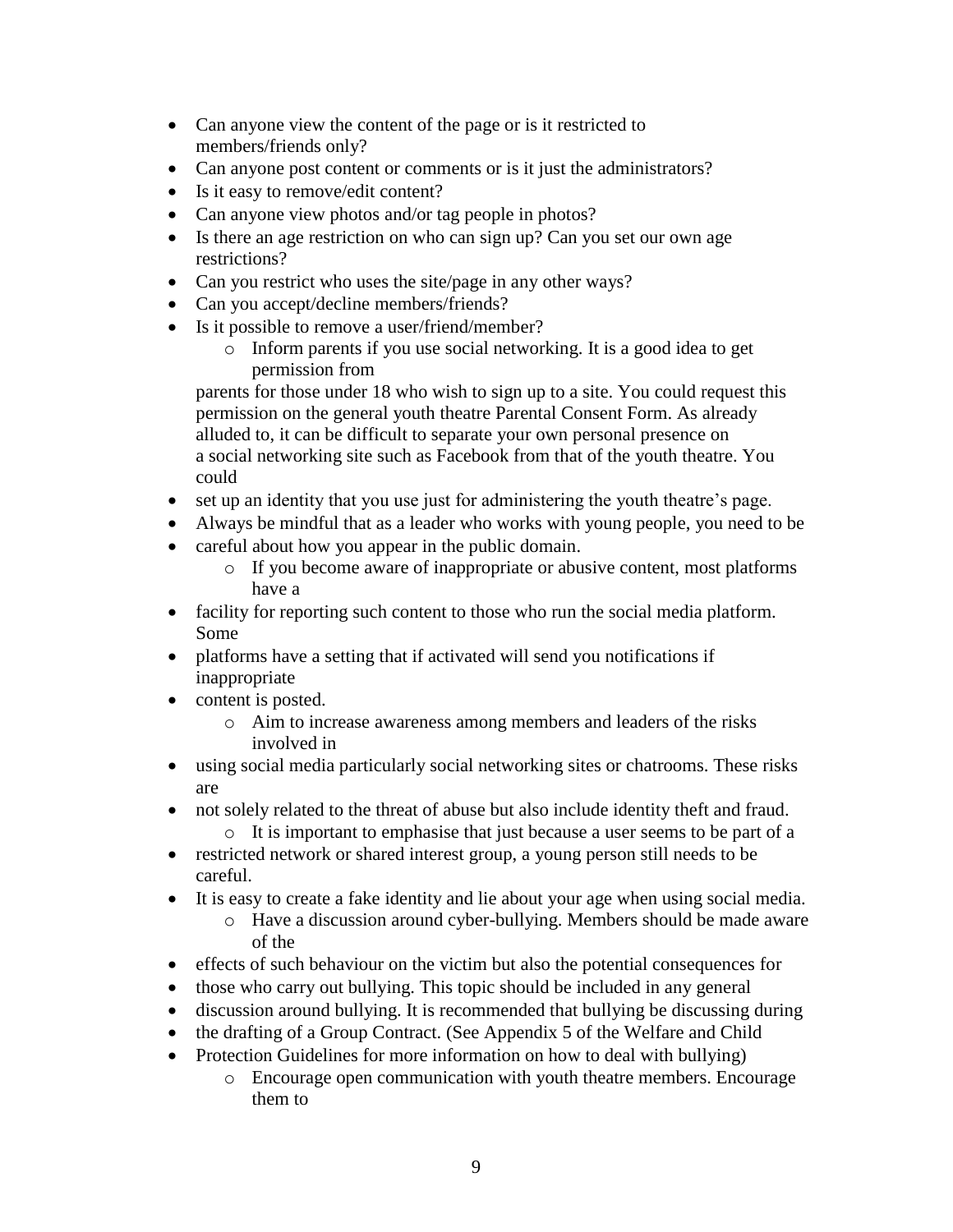- Can anyone view the content of the page or is it restricted to members/friends only?
- Can anyone post content or comments or is it just the administrators?
- Is it easy to remove/edit content?
- Can anyone view photos and/or tag people in photos?
- Is there an age restriction on who can sign up? Can you set our own age restrictions?
- Can you restrict who uses the site/page in any other ways?
- Can you accept/decline members/friends?
- Is it possible to remove a user/friend/member?
    - Inform parents if you use social networking. It is a good idea to get permission from

  parents for those under 18 who wish to sign up to a site. You could request this permission on the general youth theatre Parental Consent Form. As already alluded to, it can be difficult to separate your own personal presence on a social networking site such as Facebook from that of the youth theatre. You could
- set up an identity that you use just for administering the youth theatre's page.
- Always be mindful that as a leader who works with young people, you need to be
- careful about how you appear in the public domain.
    - If you become aware of inappropriate or abusive content, most platforms have a
- facility for reporting such content to those who run the social media platform. Some
- platforms have a setting that if activated will send you notifications if inappropriate
- content is posted.
    - Aim to increase awareness among members and leaders of the risks involved in
- using social media particularly social networking sites or chatrooms. These risks are
- not solely related to the threat of abuse but also include identity theft and fraud.
    - It is important to emphasise that just because a user seems to be part of a
- restricted network or shared interest group, a young person still needs to be careful.
- It is easy to create a fake identity and lie about your age when using social media.
    - Have a discussion around cyber-bullying. Members should be made aware of the
- effects of such behaviour on the victim but also the potential consequences for
- those who carry out bullying. This topic should be included in any general
- discussion around bullying. It is recommended that bullying be discussing during
- the drafting of a Group Contract. (See Appendix 5 of the Welfare and Child
- Protection Guidelines for more information on how to deal with bullying)
    - Encourage open communication with youth theatre members. Encourage them to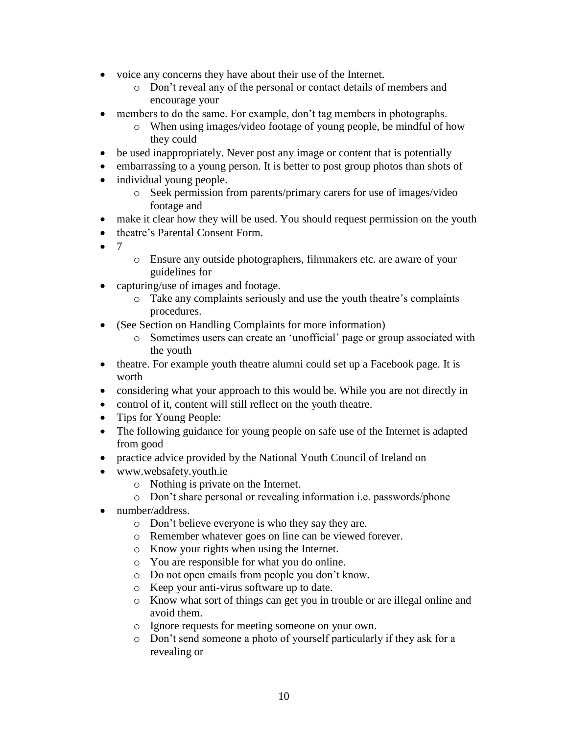- voice any concerns they have about their use of the Internet.
    - Don't reveal any of the personal or contact details of members and encourage your
- members to do the same. For example, don't tag members in photographs.
    - When using images/video footage of young people, be mindful of how they could
- be used inappropriately. Never post any image or content that is potentially
- embarrassing to a young person. It is better to post group photos than shots of
- individual young people.
    - Seek permission from parents/primary carers for use of images/video footage and
- make it clear how they will be used. You should request permission on the youth
- theatre's Parental Consent Form.
- 7
    - Ensure any outside photographers, filmmakers etc. are aware of your guidelines for
- capturing/use of images and footage.
    - Take any complaints seriously and use the youth theatre's complaints procedures.
- (See Section on Handling Complaints for more information)
    - Sometimes users can create an 'unofficial' page or group associated with the youth
- theatre. For example youth theatre alumni could set up a Facebook page. It is worth
- considering what your approach to this would be. While you are not directly in
- control of it, content will still reflect on the youth theatre.
- Tips for Young People:
- The following guidance for young people on safe use of the Internet is adapted from good
- practice advice provided by the National Youth Council of Ireland on
- www.websafety.youth.ie
    - Nothing is private on the Internet.
    - Don't share personal or revealing information i.e. passwords/phone
- number/address.
    - Don't believe everyone is who they say they are.
    - Remember whatever goes on line can be viewed forever.
    - Know your rights when using the Internet.
    - You are responsible for what you do online.
    - Do not open emails from people you don't know.
    - Keep your anti-virus software up to date.
    - Know what sort of things can get you in trouble or are illegal online and avoid them.
    - Ignore requests for meeting someone on your own.
    - Don't send someone a photo of yourself particularly if they ask for a revealing or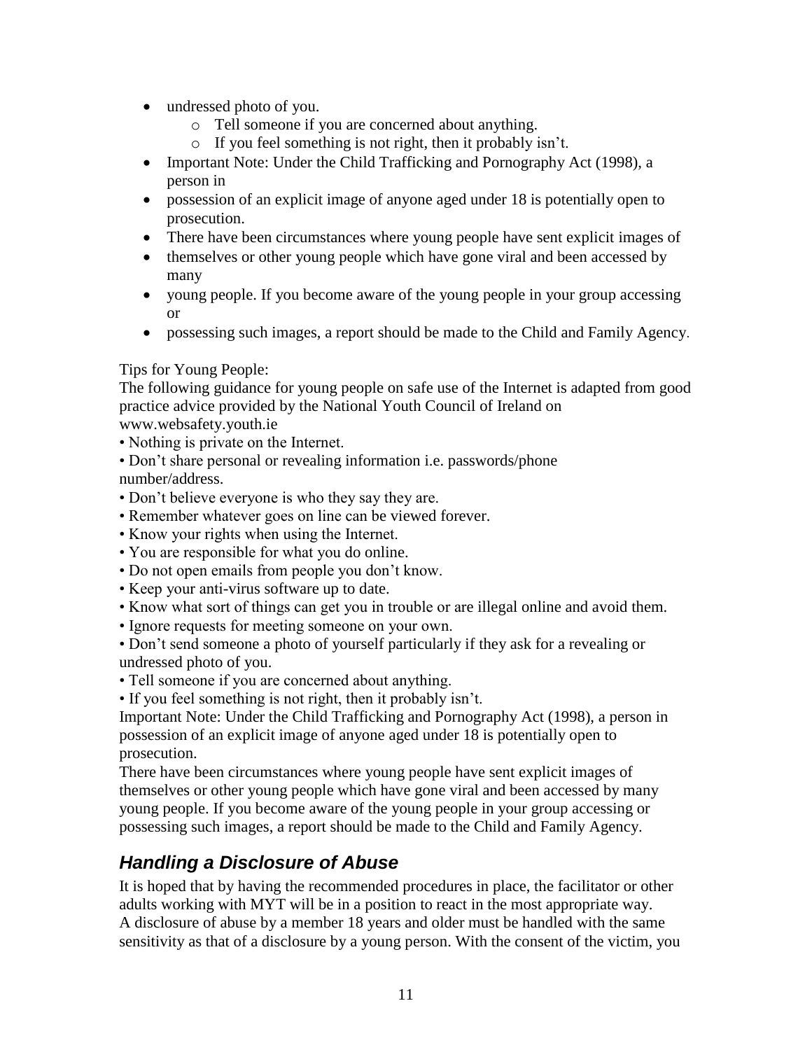- undressed photo of you.
    - Tell someone if you are concerned about anything.
    - If you feel something is not right, then it probably isn't.
- Important Note: Under the Child Trafficking and Pornography Act (1998), a person in
- possession of an explicit image of anyone aged under 18 is potentially open to prosecution.
- There have been circumstances where young people have sent explicit images of
- themselves or other young people which have gone viral and been accessed by many
- young people. If you become aware of the young people in your group accessing or
- possessing such images, a report should be made to the Child and Family Agency.

Tips for Young People:
The following guidance for young people on safe use of the Internet is adapted from good practice advice provided by the National Youth Council of Ireland on www.websafety.youth.ie

- Nothing is private on the Internet.
- Don't share personal or revealing information i.e. passwords/phone number/address.
- Don't believe everyone is who they say they are.
- Remember whatever goes on line can be viewed forever.
- Know your rights when using the Internet.
- You are responsible for what you do online.
- Do not open emails from people you don't know.
- Keep your anti-virus software up to date.
- Know what sort of things can get you in trouble or are illegal online and avoid them.
- Ignore requests for meeting someone on your own.
- Don't send someone a photo of yourself particularly if they ask for a revealing or undressed photo of you.
- Tell someone if you are concerned about anything.
- If you feel something is not right, then it probably isn't.

Important Note: Under the Child Trafficking and Pornography Act (1998), a person in possession of an explicit image of anyone aged under 18 is potentially open to prosecution.
There have been circumstances where young people have sent explicit images of themselves or other young people which have gone viral and been accessed by many young people. If you become aware of the young people in your group accessing or possessing such images, a report should be made to the Child and Family Agency.

## *Handling a Disclosure of Abuse*

It is hoped that by having the recommended procedures in place, the facilitator or other adults working with MYT will be in a position to react in the most appropriate way.
A disclosure of abuse by a member 18 years and older must be handled with the same sensitivity as that of a disclosure by a young person. With the consent of the victim, you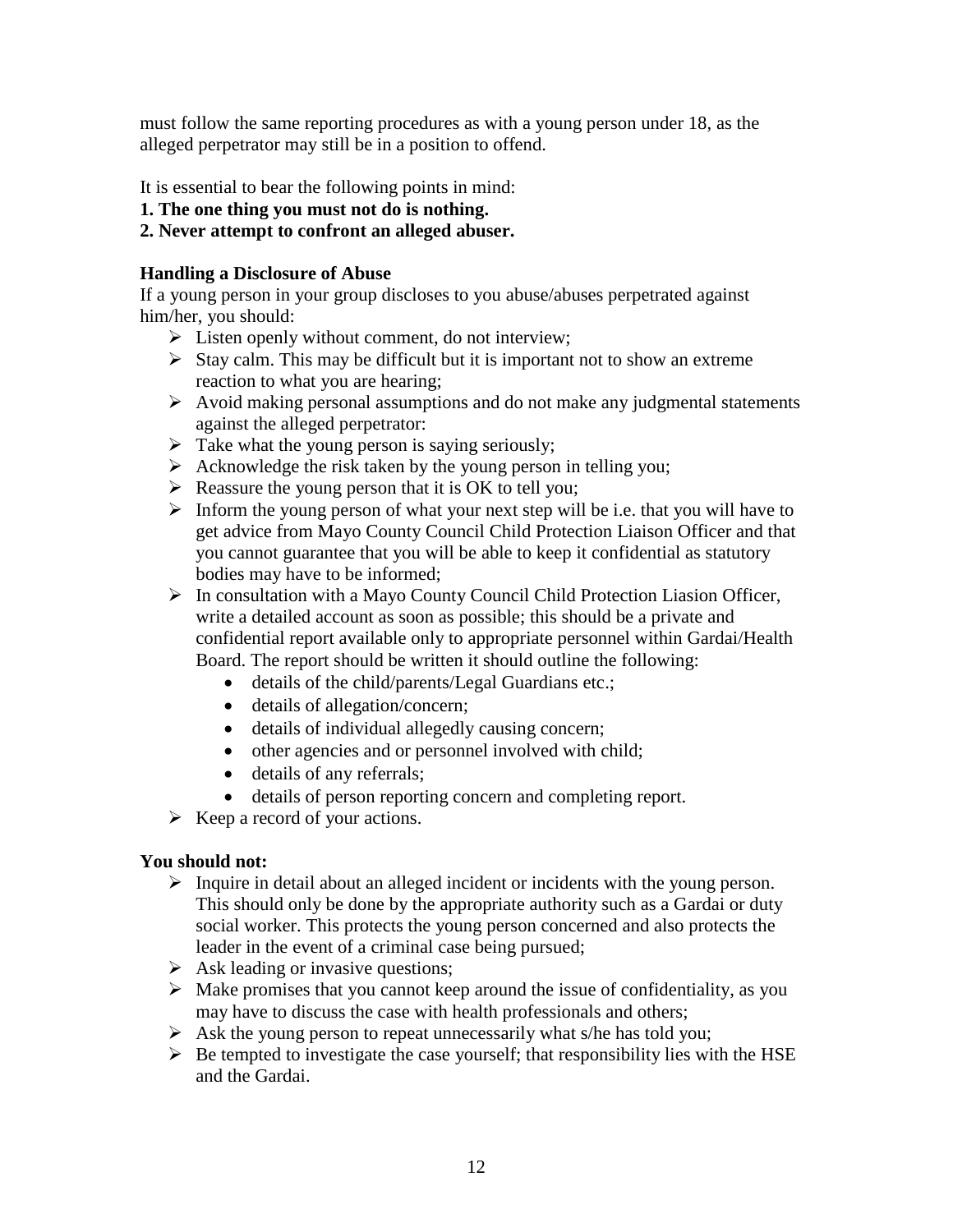must follow the same reporting procedures as with a young person under 18, as the alleged perpetrator may still be in a position to offend.

It is essential to bear the following points in mind:

**1. The one thing you must not do is nothing.**
**2. Never attempt to confront an alleged abuser.**

### Handling a Disclosure of Abuse

If a young person in your group discloses to you abuse/abuses perpetrated against him/her, you should:

- Listen openly without comment, do not interview;
- Stay calm. This may be difficult but it is important not to show an extreme reaction to what you are hearing;
- Avoid making personal assumptions and do not make any judgmental statements against the alleged perpetrator:
- Take what the young person is saying seriously;
- Acknowledge the risk taken by the young person in telling you;
- Reassure the young person that it is OK to tell you;
- Inform the young person of what your next step will be i.e. that you will have to get advice from Mayo County Council Child Protection Liaison Officer and that you cannot guarantee that you will be able to keep it confidential as statutory bodies may have to be informed;
- In consultation with a Mayo County Council Child Protection Liasion Officer, write a detailed account as soon as possible; this should be a private and confidential report available only to appropriate personnel within Gardai/Health Board. The report should be written it should outline the following:
  - details of the child/parents/Legal Guardians etc.;
  - details of allegation/concern;
  - details of individual allegedly causing concern;
  - other agencies and or personnel involved with child;
  - details of any referrals;
  - details of person reporting concern and completing report.
- Keep a record of your actions.

### You should not:

- Inquire in detail about an alleged incident or incidents with the young person. This should only be done by the appropriate authority such as a Gardai or duty social worker. This protects the young person concerned and also protects the leader in the event of a criminal case being pursued;
- Ask leading or invasive questions;
- Make promises that you cannot keep around the issue of confidentiality, as you may have to discuss the case with health professionals and others;
- Ask the young person to repeat unnecessarily what s/he has told you;
- Be tempted to investigate the case yourself; that responsibility lies with the HSE and the Gardai.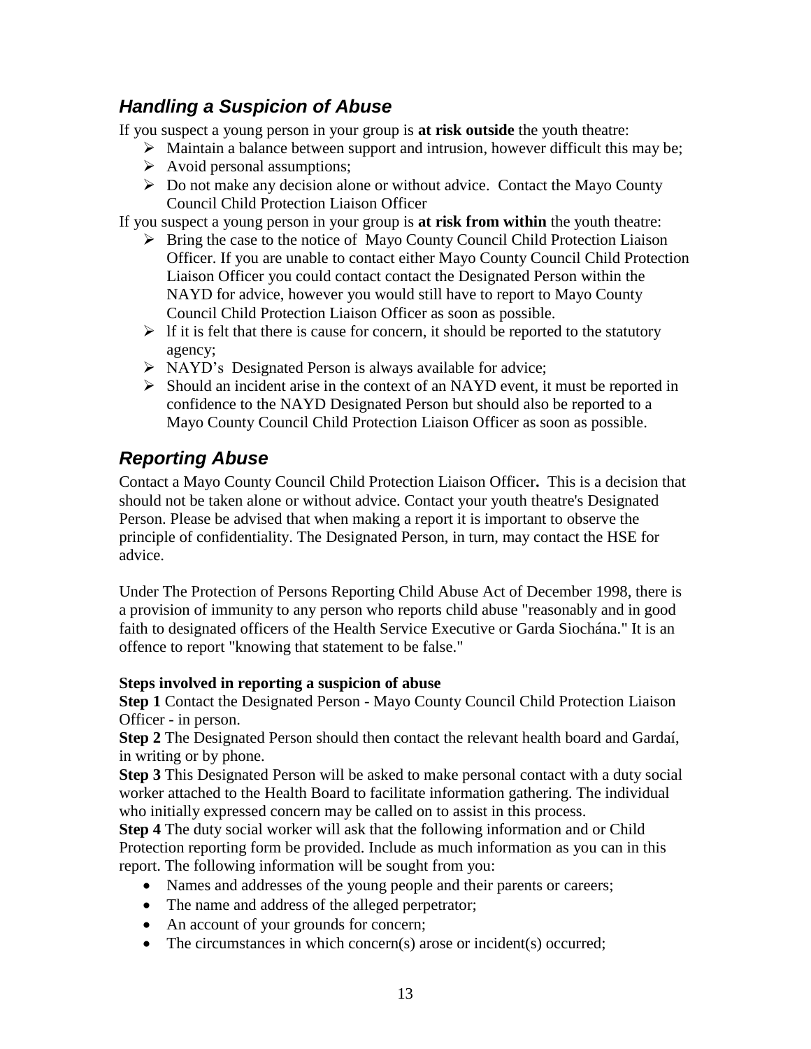## *Handling a Suspicion of Abuse*

If you suspect a young person in your group is **at risk outside** the youth theatre:

- Maintain a balance between support and intrusion, however difficult this may be;
- Avoid personal assumptions;
- Do not make any decision alone or without advice. Contact the Mayo County Council Child Protection Liaison Officer

If you suspect a young person in your group is **at risk from within** the youth theatre:

- Bring the case to the notice of Mayo County Council Child Protection Liaison Officer. If you are unable to contact either Mayo County Council Child Protection Liaison Officer you could contact contact the Designated Person within the NAYD for advice, however you would still have to report to Mayo County Council Child Protection Liaison Officer as soon as possible.
- lf it is felt that there is cause for concern, it should be reported to the statutory agency;
- NAYD's Designated Person is always available for advice;
- Should an incident arise in the context of an NAYD event, it must be reported in confidence to the NAYD Designated Person but should also be reported to a Mayo County Council Child Protection Liaison Officer as soon as possible.

## *Reporting Abuse*

Contact a Mayo County Council Child Protection Liaison Officer**.** This is a decision that should not be taken alone or without advice. Contact your youth theatre's Designated Person. Please be advised that when making a report it is important to observe the principle of confidentiality. The Designated Person, in turn, may contact the HSE for advice.

Under The Protection of Persons Reporting Child Abuse Act of December 1998, there is a provision of immunity to any person who reports child abuse "reasonably and in good faith to designated officers of the Health Service Executive or Garda Siochána." It is an offence to report "knowing that statement to be false."

**Steps involved in reporting a suspicion of abuse**

**Step 1** Contact the Designated Person - Mayo County Council Child Protection Liaison Officer - in person.

**Step 2** The Designated Person should then contact the relevant health board and Gardaí, in writing or by phone.

**Step 3** This Designated Person will be asked to make personal contact with a duty social worker attached to the Health Board to facilitate information gathering. The individual who initially expressed concern may be called on to assist in this process.

**Step 4** The duty social worker will ask that the following information and or Child Protection reporting form be provided. Include as much information as you can in this report. The following information will be sought from you:

- Names and addresses of the young people and their parents or careers;
- The name and address of the alleged perpetrator;
- An account of your grounds for concern;
- The circumstances in which concern(s) arose or incident(s) occurred;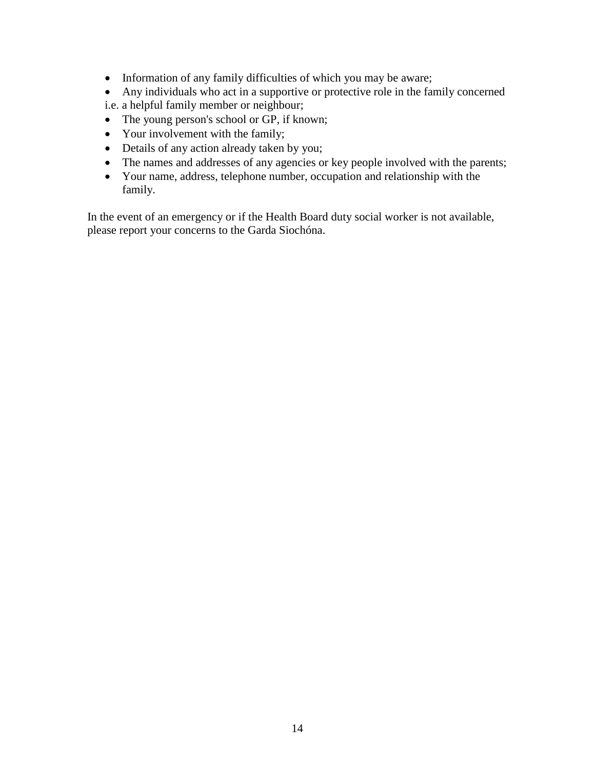- Information of any family difficulties of which you may be aware;
- Any individuals who act in a supportive or protective role in the family concerned i.e. a helpful family member or neighbour;
- The young person's school or GP, if known;
- Your involvement with the family;
- Details of any action already taken by you;
- The names and addresses of any agencies or key people involved with the parents;
- Your name, address, telephone number, occupation and relationship with the family.

In the event of an emergency or if the Health Board duty social worker is not available, please report your concerns to the Garda Siochóna.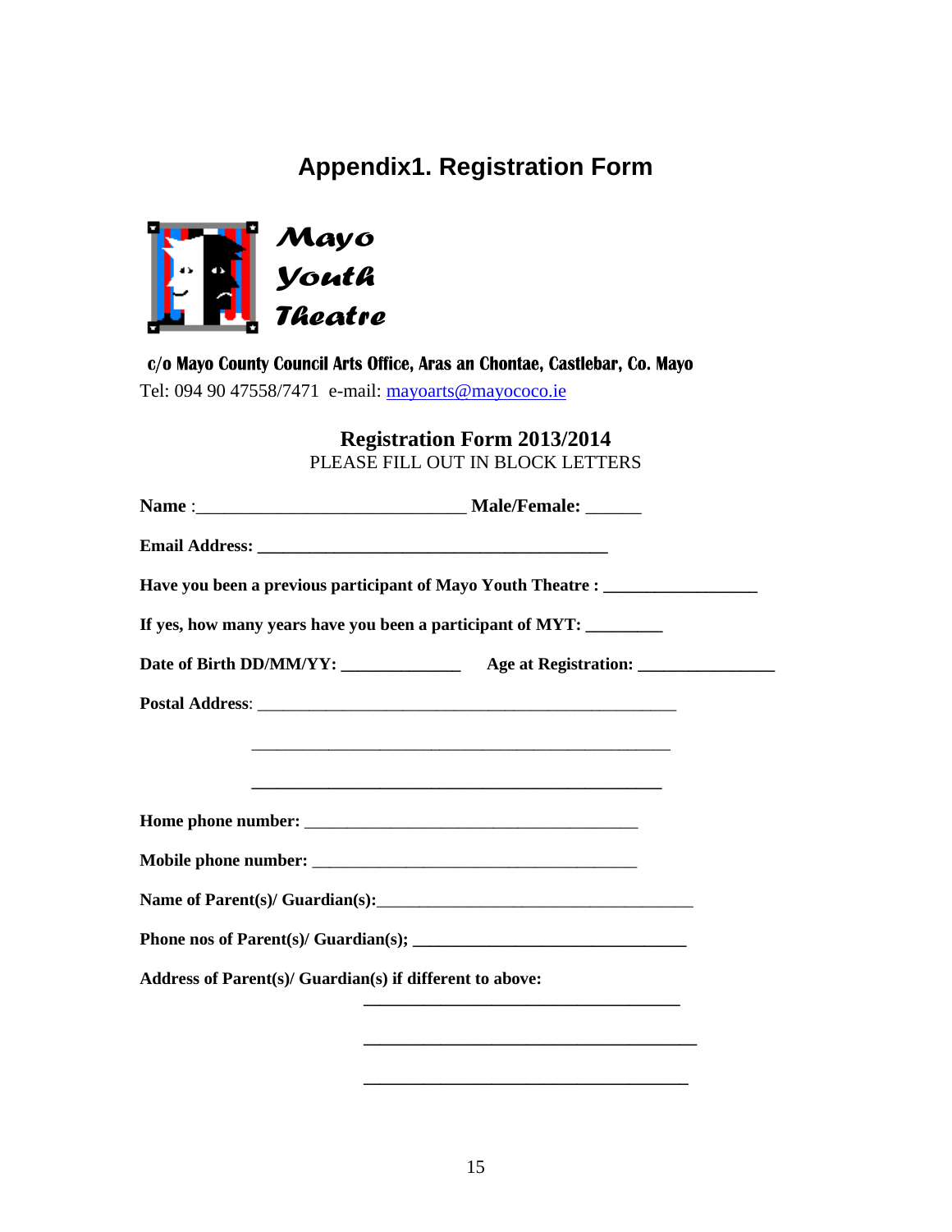# Appendix1. Registration Form

*Mayo Youth Theatre*

**c/o Mayo County Council Arts Office, Aras an Chontae, Castlebar, Co. Mayo**
Tel: 094 90 47558/7471 e-mail: mayoarts@mayococo.ie

**Registration Form 2013/2014**
PLEASE FILL OUT IN BLOCK LETTERS

**Name** :_____________________________ **Male/Female:** ______

**Email Address:** _______________________________________

**Have you been a previous participant of Mayo Youth Theatre :** _________________

**If yes, how many years have you been a participant of MYT:** _________

**Date of Birth DD/MM/YY:** _____________ **Age at Registration:** _______________

**Postal Address**: ______________________________________________

______________________________________________

______________________________________________

**Home phone number:** ____________________________________

**Mobile phone number:** ___________________________________

**Name of Parent(s)/ Guardian(s):**__________________________________

**Phone nos of Parent(s)/ Guardian(s);** ______________________________

**Address of Parent(s)/ Guardian(s) if different to above:**

___________________________________

___________________________________

___________________________________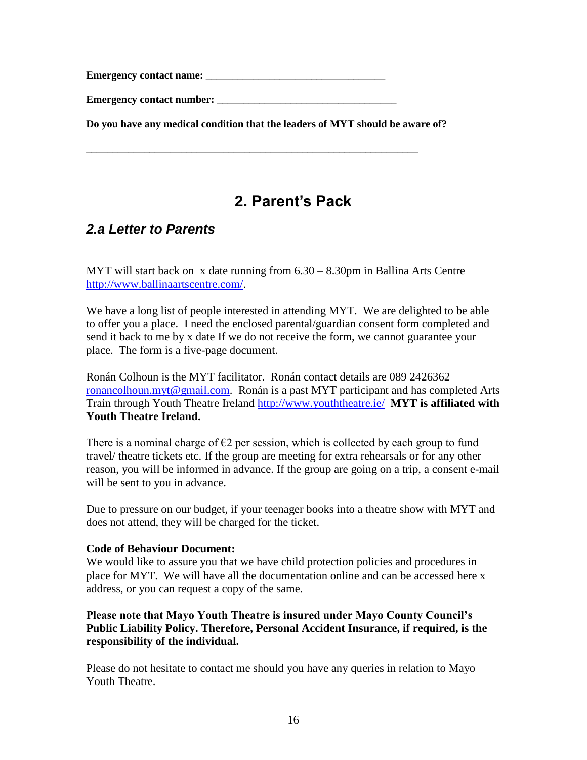**Emergency contact name:** \_\_\_\_\_\_\_\_\_\_\_\_\_\_\_\_\_\_\_\_\_\_\_\_\_\_\_\_\_\_\_\_\_\_

**Emergency contact number:** \_\_\_\_\_\_\_\_\_\_\_\_\_\_\_\_\_\_\_\_\_\_\_\_\_\_\_\_\_\_\_\_\_\_

**Do you have any medical condition that the leaders of MYT should be aware of?**

\_\_\_\_\_\_\_\_\_\_\_\_\_\_\_\_\_\_\_\_\_\_\_\_\_\_\_\_\_\_\_\_\_\_\_\_\_\_\_\_\_\_\_\_\_\_\_\_\_\_\_\_\_\_\_\_\_\_\_\_\_\_

# 2. Parent's Pack

## *2.a Letter to Parents*

MYT will start back on x date running from 6.30 – 8.30pm in Ballina Arts Centre http://www.ballinaartscentre.com/.

We have a long list of people interested in attending MYT. We are delighted to be able to offer you a place. I need the enclosed parental/guardian consent form completed and send it back to me by x date If we do not receive the form, we cannot guarantee your place. The form is a five-page document.

Ronán Colhoun is the MYT facilitator. Ronán contact details are 089 2426362 ronancolhoun.myt@gmail.com. Ronán is a past MYT participant and has completed Arts Train through Youth Theatre Ireland http://www.youththeatre.ie/ **MYT is affiliated with Youth Theatre Ireland.**

There is a nominal charge of €2 per session, which is collected by each group to fund travel/ theatre tickets etc. If the group are meeting for extra rehearsals or for any other reason, you will be informed in advance. If the group are going on a trip, a consent e-mail will be sent to you in advance.

Due to pressure on our budget, if your teenager books into a theatre show with MYT and does not attend, they will be charged for the ticket.

**Code of Behaviour Document:**
We would like to assure you that we have child protection policies and procedures in place for MYT. We will have all the documentation online and can be accessed here x address, or you can request a copy of the same.

**Please note that Mayo Youth Theatre is insured under Mayo County Council's Public Liability Policy. Therefore, Personal Accident Insurance, if required, is the responsibility of the individual.**

Please do not hesitate to contact me should you have any queries in relation to Mayo Youth Theatre.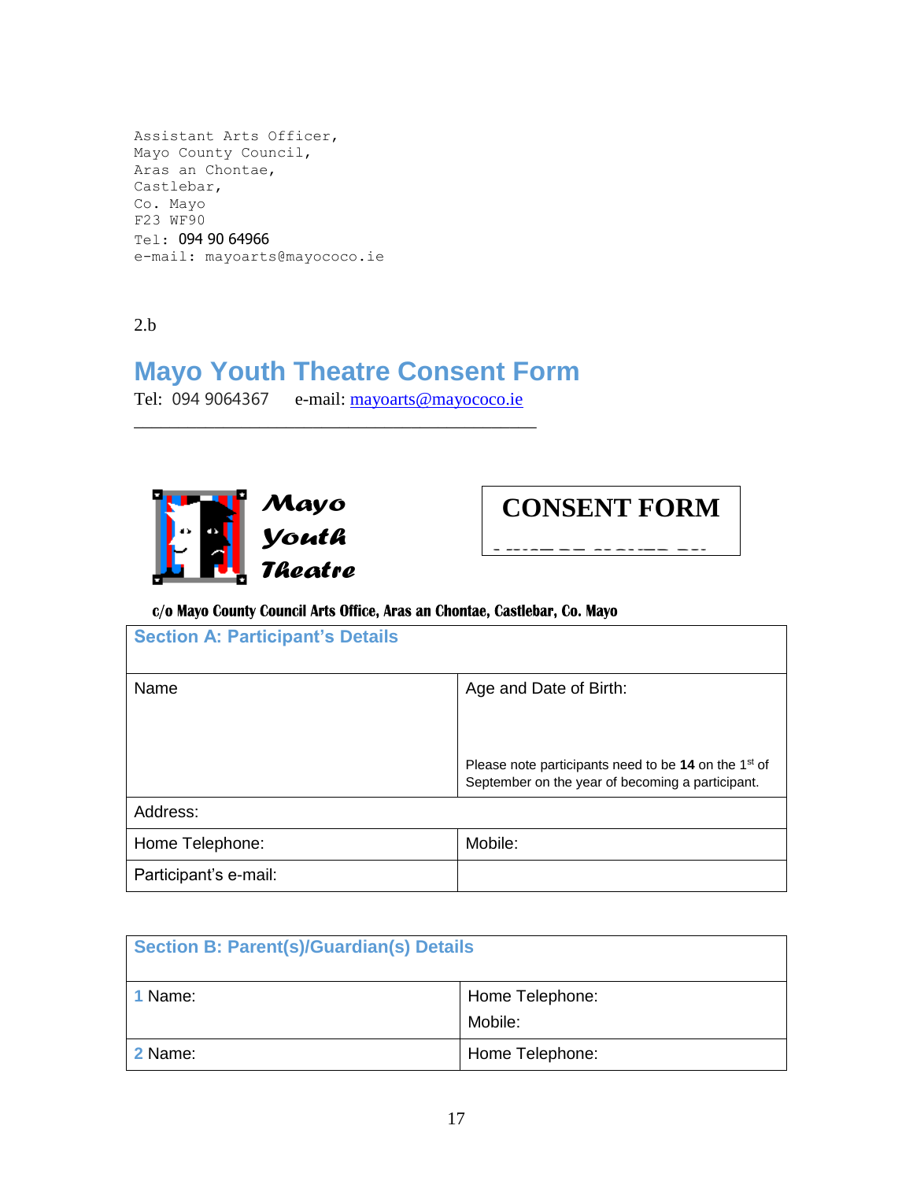Assistant Arts Officer,
Mayo County Council,
Aras an Chontae,
Castlebar,
Co. Mayo
F23 WF90
Tel: 094 90 64966
e-mail: mayoarts@mayococo.ie

2.b

# Mayo Youth Theatre Consent Form

Tel: 094 9064367 e-mail: mayoarts@mayococo.ie

Mayo Youth Theatre

**CONSENT FORM**

c/o Mayo County Council Arts Office, Aras an Chontae, Castlebar, Co. Mayo

| Section A: Participant's Details | |
|---|---|
| Name | Age and Date of Birth:<br><br>Please note participants need to be **14** on the 1st of September on the year of becoming a participant. |
| Address: | |
| Home Telephone: | Mobile: |
| Participant's e-mail: | |

| Section B: Parent(s)/Guardian(s) Details | |
|---|---|
| 1 Name: | Home Telephone:<br>Mobile: |
| 2 Name: | Home Telephone: |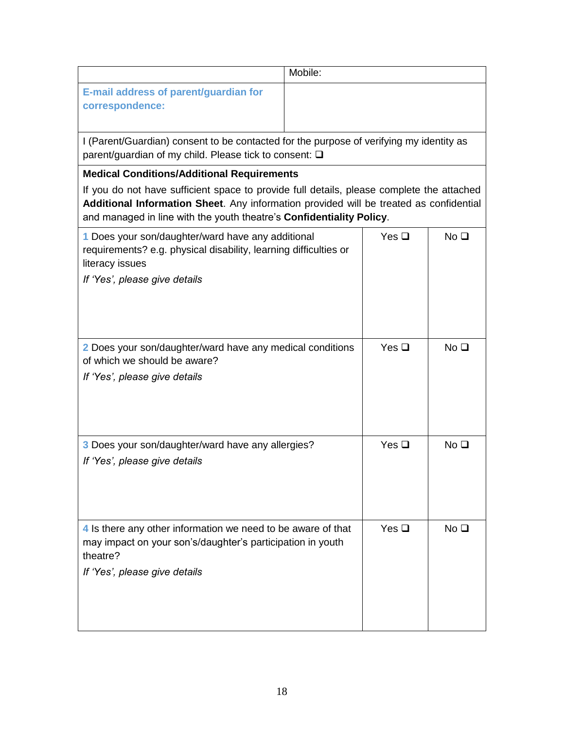| | Mobile: |
|---|---|
| **E-mail address of parent/guardian for correspondence:** | |

I (Parent/Guardian) consent to be contacted for the purpose of verifying my identity as parent/guardian of my child. Please tick to consent: ❑

**Medical Conditions/Additional Requirements**

If you do not have sufficient space to provide full details, please complete the attached **Additional Information Sheet**. Any information provided will be treated as confidential and managed in line with the youth theatre's **Confidentiality Policy**.

| | | |
|---|---|---|
| 1 Does your son/daughter/ward have any additional requirements? e.g. physical disability, learning difficulties or literacy issues<br>*If 'Yes', please give details* | Yes ❑ | No ❑ |
| 2 Does your son/daughter/ward have any medical conditions of which we should be aware?<br>*If 'Yes', please give details* | Yes ❑ | No ❑ |
| 3 Does your son/daughter/ward have any allergies?<br>*If 'Yes', please give details* | Yes ❑ | No ❑ |
| 4 Is there any other information we need to be aware of that may impact on your son's/daughter's participation in youth theatre?<br>*If 'Yes', please give details* | Yes ❑ | No ❑ |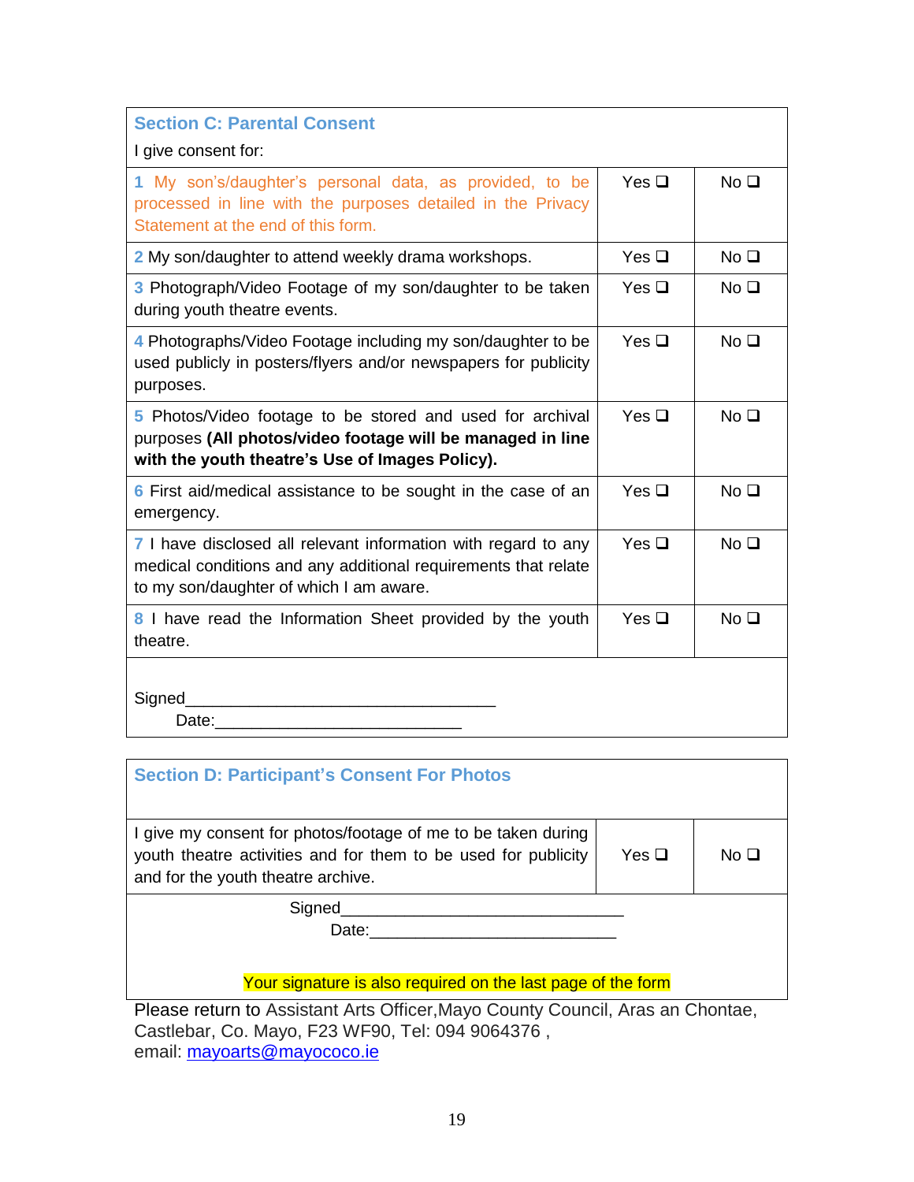## Section C: Parental Consent

I give consent for:

| | | |
|---|---|---|
| 1 My son's/daughter's personal data, as provided, to be processed in line with the purposes detailed in the Privacy Statement at the end of this form. | Yes ❑ | No ❑ |
| 2 My son/daughter to attend weekly drama workshops. | Yes ❑ | No ❑ |
| 3 Photograph/Video Footage of my son/daughter to be taken during youth theatre events. | Yes ❑ | No ❑ |
| 4 Photographs/Video Footage including my son/daughter to be used publicly in posters/flyers and/or newspapers for publicity purposes. | Yes ❑ | No ❑ |
| 5 Photos/Video footage to be stored and used for archival purposes **(All photos/video footage will be managed in line with the youth theatre's Use of Images Policy).** | Yes ❑ | No ❑ |
| 6 First aid/medical assistance to be sought in the case of an emergency. | Yes ❑ | No ❑ |
| 7 I have disclosed all relevant information with regard to any medical conditions and any additional requirements that relate to my son/daughter of which I am aware. | Yes ❑ | No ❑ |
| 8 I have read the Information Sheet provided by the youth theatre. | Yes ❑ | No ❑ |

Signed___________________________________

Date:___________________________

## Section D: Participant's Consent For Photos

| | | |
|---|---|---|
| I give my consent for photos/footage of me to be taken during youth theatre activities and for them to be used for publicity and for the youth theatre archive. | Yes ❑ | No ❑ |

Signed_______________________________

Date:___________________________

Your signature is also required on the last page of the form

Please return to Assistant Arts Officer,Mayo County Council, Aras an Chontae, Castlebar, Co. Mayo, F23 WF90, Tel: 094 9064376 ,
email: mayoarts@mayococo.ie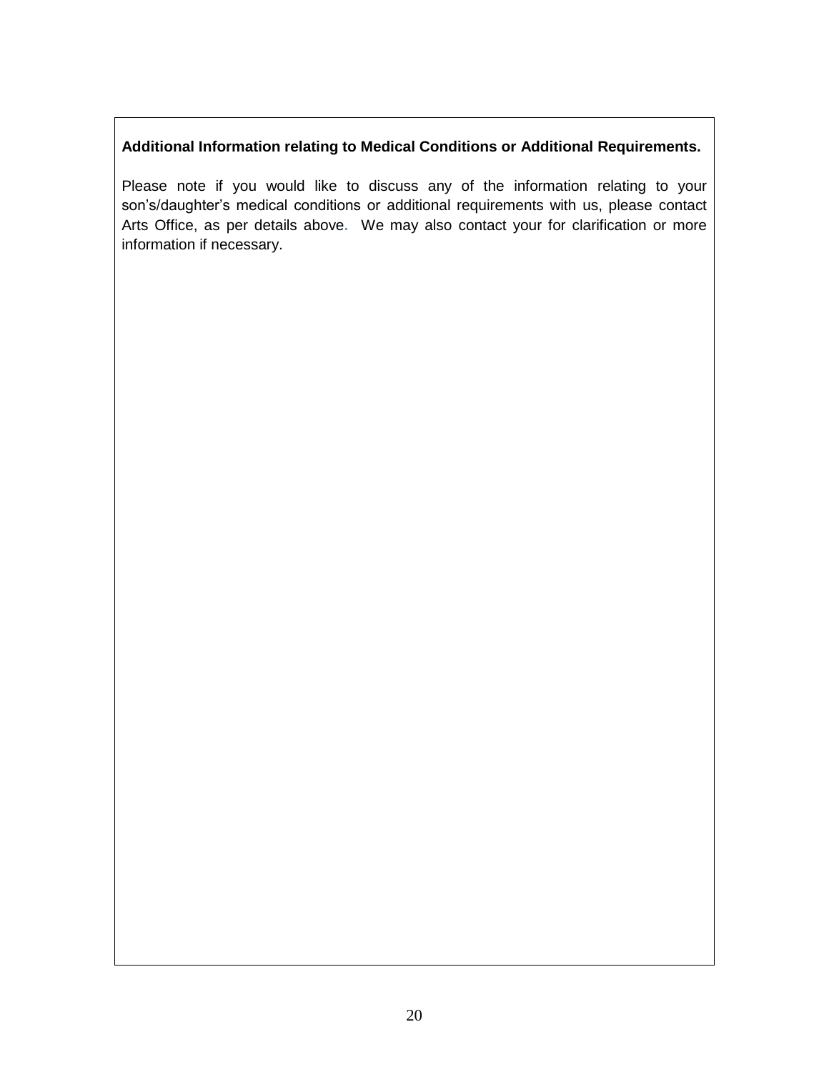**Additional Information relating to Medical Conditions or Additional Requirements.**

Please note if you would like to discuss any of the information relating to your son's/daughter's medical conditions or additional requirements with us, please contact Arts Office, as per details above. We may also contact your for clarification or more information if necessary.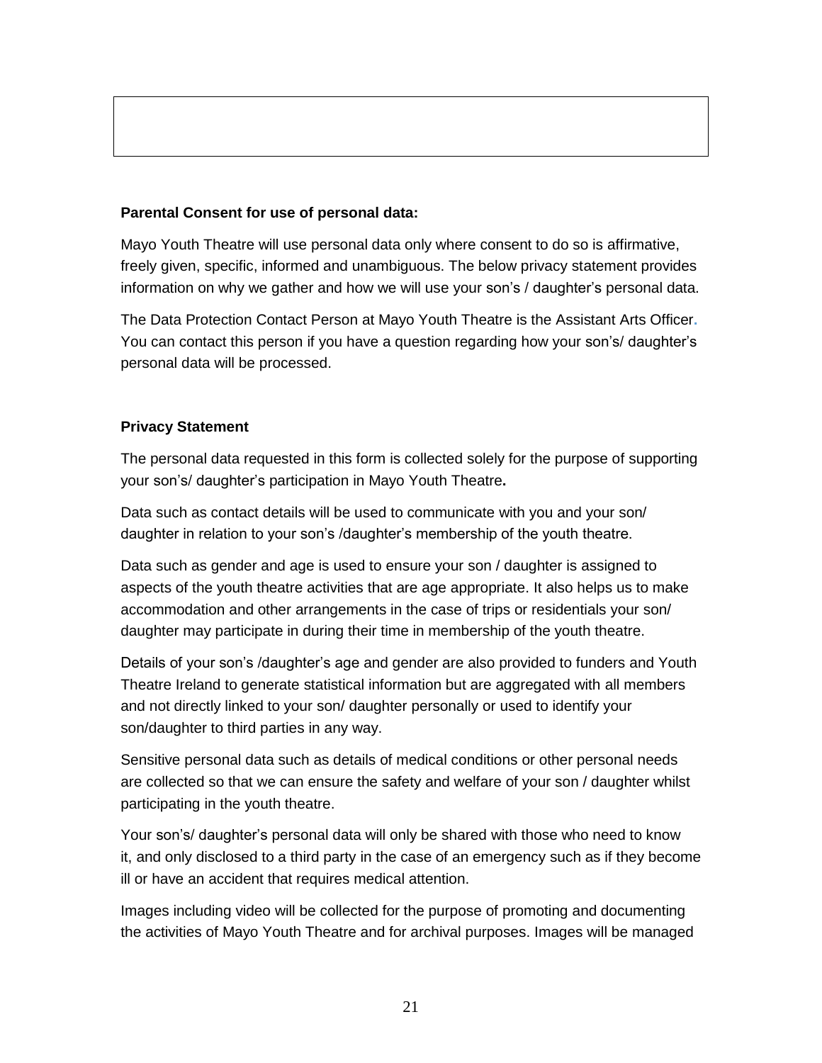**Parental Consent for use of personal data:**

Mayo Youth Theatre will use personal data only where consent to do so is affirmative, freely given, specific, informed and unambiguous. The below privacy statement provides information on why we gather and how we will use your son's / daughter's personal data.

The Data Protection Contact Person at Mayo Youth Theatre is the Assistant Arts Officer. You can contact this person if you have a question regarding how your son's/ daughter's personal data will be processed.

**Privacy Statement**

The personal data requested in this form is collected solely for the purpose of supporting your son's/ daughter's participation in Mayo Youth Theatre**.**

Data such as contact details will be used to communicate with you and your son/ daughter in relation to your son's /daughter's membership of the youth theatre.

Data such as gender and age is used to ensure your son / daughter is assigned to aspects of the youth theatre activities that are age appropriate. It also helps us to make accommodation and other arrangements in the case of trips or residentials your son/ daughter may participate in during their time in membership of the youth theatre.

Details of your son's /daughter's age and gender are also provided to funders and Youth Theatre Ireland to generate statistical information but are aggregated with all members and not directly linked to your son/ daughter personally or used to identify your son/daughter to third parties in any way.

Sensitive personal data such as details of medical conditions or other personal needs are collected so that we can ensure the safety and welfare of your son / daughter whilst participating in the youth theatre.

Your son's/ daughter's personal data will only be shared with those who need to know it, and only disclosed to a third party in the case of an emergency such as if they become ill or have an accident that requires medical attention.

Images including video will be collected for the purpose of promoting and documenting the activities of Mayo Youth Theatre and for archival purposes. Images will be managed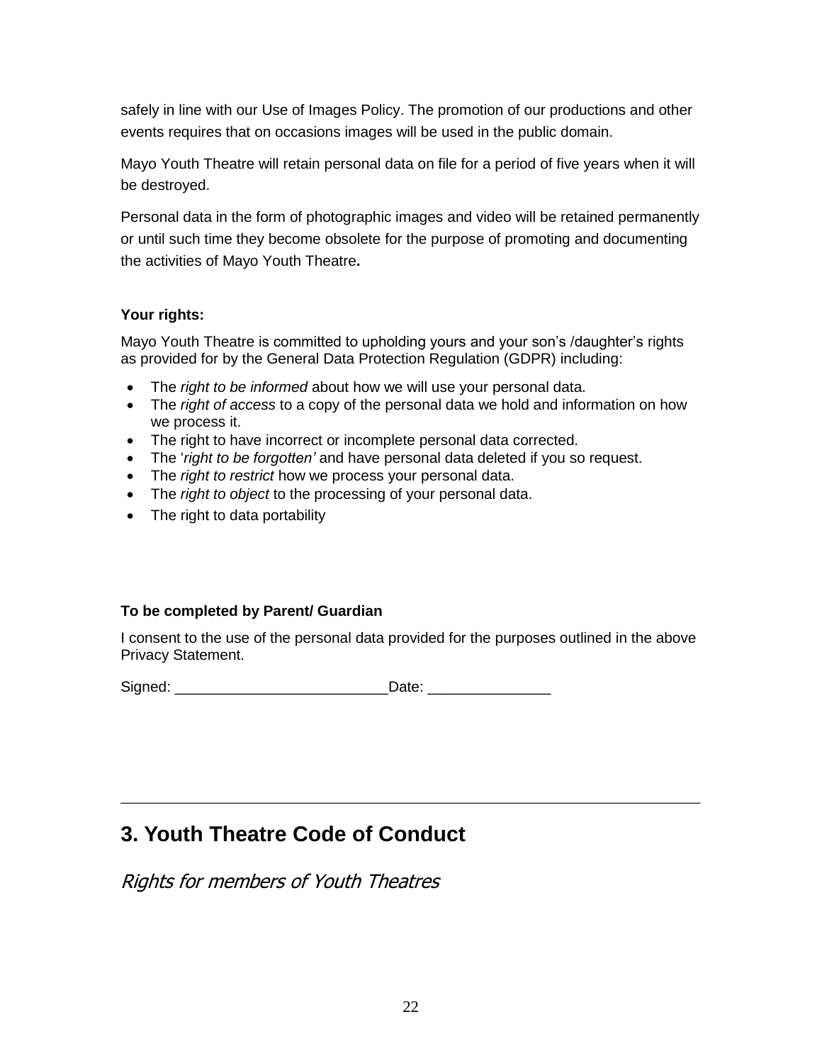safely in line with our Use of Images Policy. The promotion of our productions and other events requires that on occasions images will be used in the public domain.

Mayo Youth Theatre will retain personal data on file for a period of five years when it will be destroyed.

Personal data in the form of photographic images and video will be retained permanently or until such time they become obsolete for the purpose of promoting and documenting the activities of Mayo Youth Theatre**.**

**Your rights:**

Mayo Youth Theatre is committed to upholding yours and your son's /daughter's rights as provided for by the General Data Protection Regulation (GDPR) including:

- The *right to be informed* about how we will use your personal data.
- The *right of access* to a copy of the personal data we hold and information on how we process it.
- The right to have incorrect or incomplete personal data corrected.
- The '*right to be forgotten'* and have personal data deleted if you so request.
- The *right to restrict* how we process your personal data.
- The *right to object* to the processing of your personal data.
- The right to data portability

**To be completed by Parent/ Guardian**

I consent to the use of the personal data provided for the purposes outlined in the above Privacy Statement.

Signed: __________________________Date: _______________

---

# 3. Youth Theatre Code of Conduct

*Rights for members of Youth Theatres*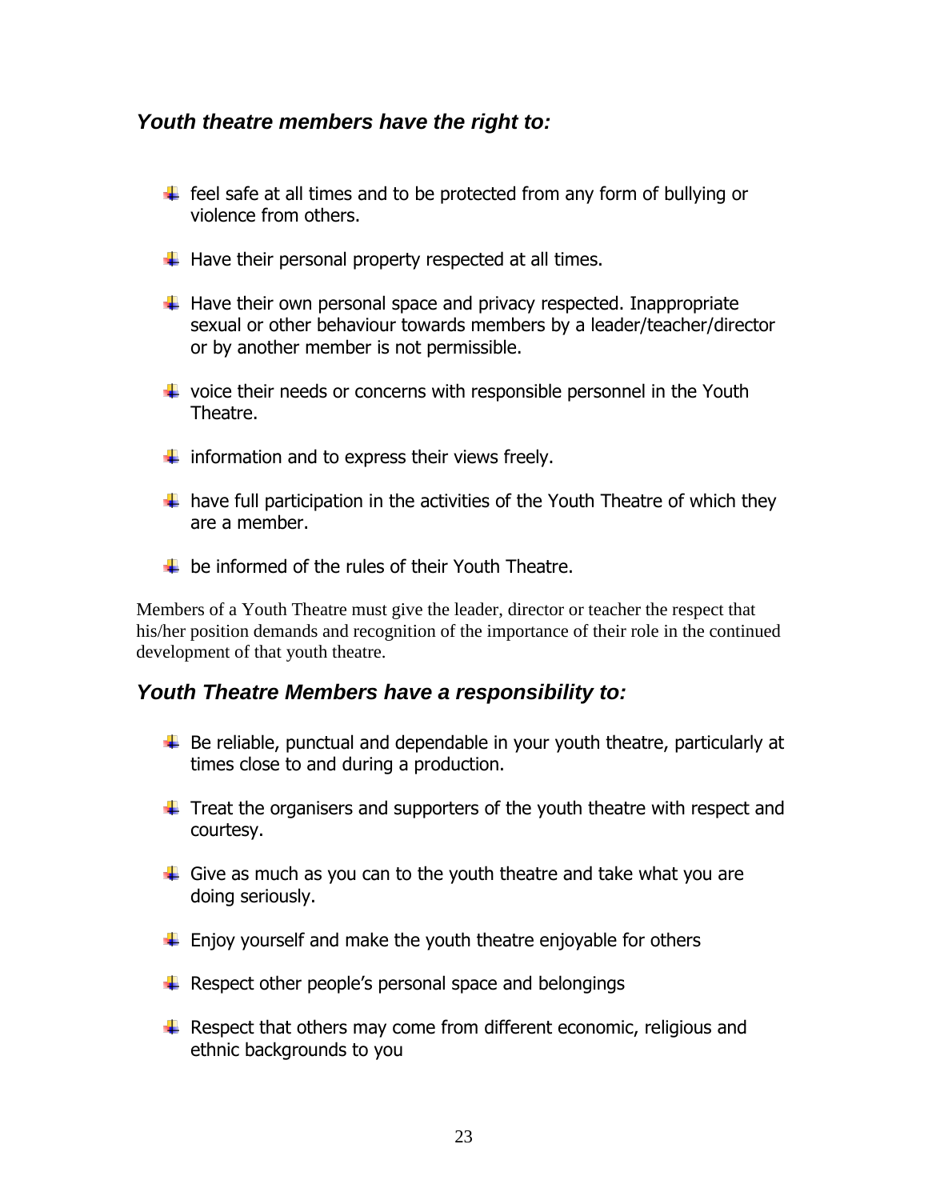### *Youth theatre members have the right to:*

- feel safe at all times and to be protected from any form of bullying or violence from others.
- Have their personal property respected at all times.
- Have their own personal space and privacy respected. Inappropriate sexual or other behaviour towards members by a leader/teacher/director or by another member is not permissible.
- voice their needs or concerns with responsible personnel in the Youth Theatre.
- information and to express their views freely.
- have full participation in the activities of the Youth Theatre of which they are a member.
- be informed of the rules of their Youth Theatre.

Members of a Youth Theatre must give the leader, director or teacher the respect that his/her position demands and recognition of the importance of their role in the continued development of that youth theatre.

### *Youth Theatre Members have a responsibility to:*

- Be reliable, punctual and dependable in your youth theatre, particularly at times close to and during a production.
- Treat the organisers and supporters of the youth theatre with respect and courtesy.
- Give as much as you can to the youth theatre and take what you are doing seriously.
- Enjoy yourself and make the youth theatre enjoyable for others
- Respect other people's personal space and belongings
- Respect that others may come from different economic, religious and ethnic backgrounds to you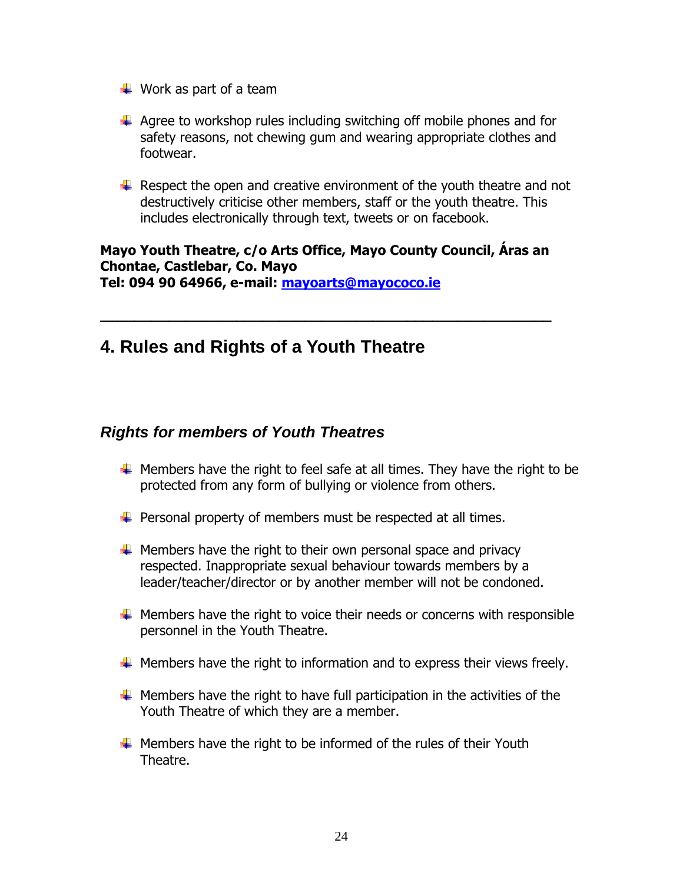- Work as part of a team

- Agree to workshop rules including switching off mobile phones and for safety reasons, not chewing gum and wearing appropriate clothes and footwear.

- Respect the open and creative environment of the youth theatre and not destructively criticise other members, staff or the youth theatre. This includes electronically through text, tweets or on facebook.

**Mayo Youth Theatre, c/o Arts Office, Mayo County Council, Áras an Chontae, Castlebar, Co. Mayo**
**Tel: 094 90 64966, e-mail: mayoarts@mayococo.ie**

---

## 4. Rules and Rights of a Youth Theatre

### *Rights for members of Youth Theatres*

- Members have the right to feel safe at all times. They have the right to be protected from any form of bullying or violence from others.

- Personal property of members must be respected at all times.

- Members have the right to their own personal space and privacy respected. Inappropriate sexual behaviour towards members by a leader/teacher/director or by another member will not be condoned.

- Members have the right to voice their needs or concerns with responsible personnel in the Youth Theatre.

- Members have the right to information and to express their views freely.

- Members have the right to have full participation in the activities of the Youth Theatre of which they are a member.

- Members have the right to be informed of the rules of their Youth Theatre.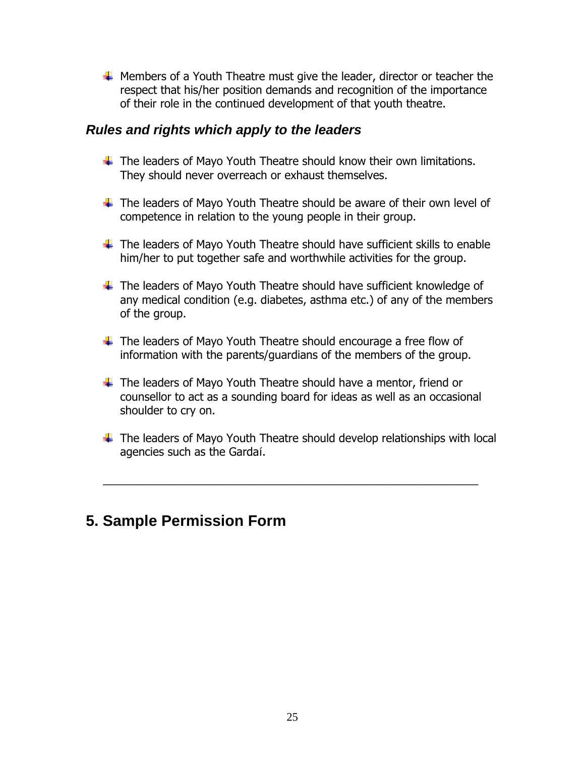- Members of a Youth Theatre must give the leader, director or teacher the respect that his/her position demands and recognition of the importance of their role in the continued development of that youth theatre.

### *Rules and rights which apply to the leaders*

- The leaders of Mayo Youth Theatre should know their own limitations. They should never overreach or exhaust themselves.

- The leaders of Mayo Youth Theatre should be aware of their own level of competence in relation to the young people in their group.

- The leaders of Mayo Youth Theatre should have sufficient skills to enable him/her to put together safe and worthwhile activities for the group.

- The leaders of Mayo Youth Theatre should have sufficient knowledge of any medical condition (e.g. diabetes, asthma etc.) of any of the members of the group.

- The leaders of Mayo Youth Theatre should encourage a free flow of information with the parents/guardians of the members of the group.

- The leaders of Mayo Youth Theatre should have a mentor, friend or counsellor to act as a sounding board for ideas as well as an occasional shoulder to cry on.

- The leaders of Mayo Youth Theatre should develop relationships with local agencies such as the Gardaí.

---

## 5. Sample Permission Form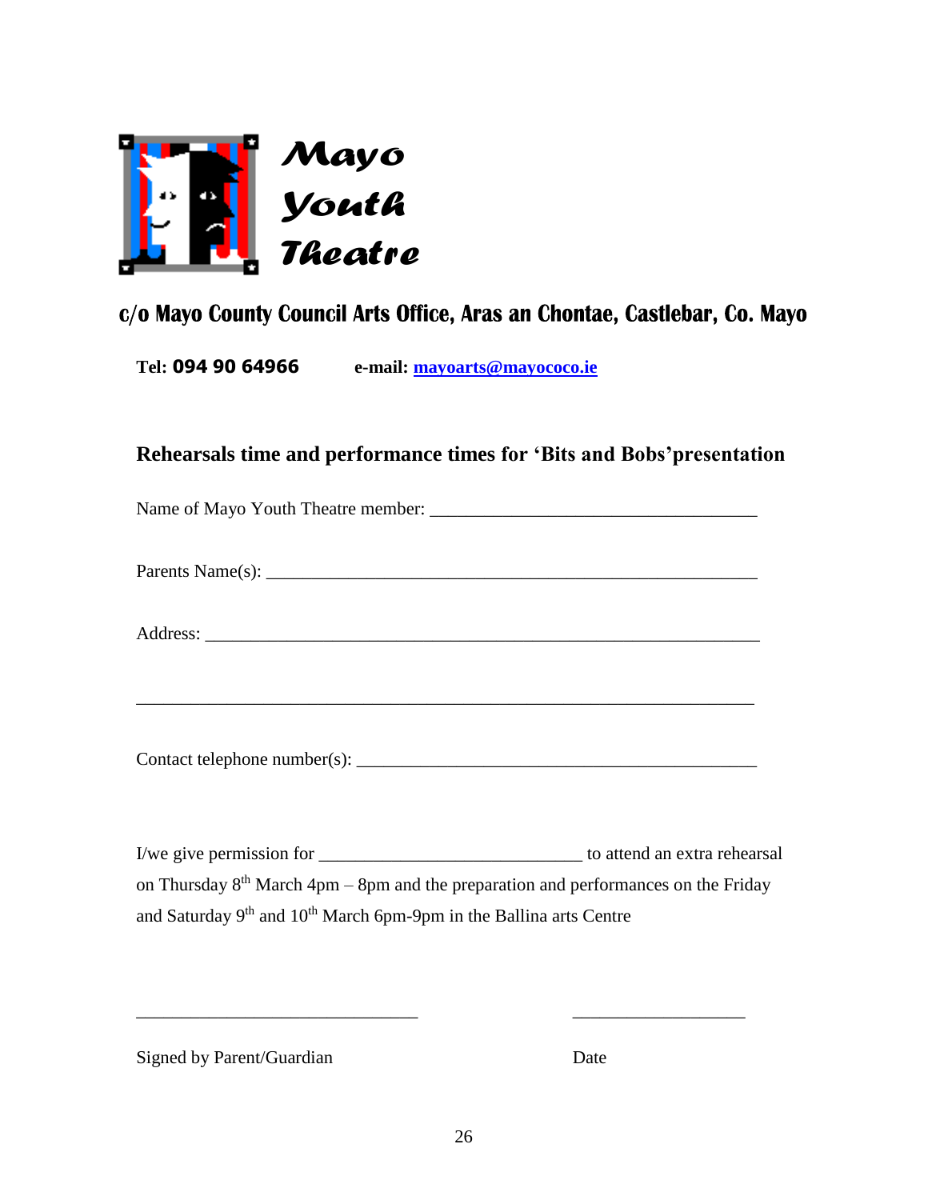# Mayo Youth Theatre

**c/o Mayo County Council Arts Office, Aras an Chontae, Castlebar, Co. Mayo**

**Tel: 094 90 64966** **e-mail: mayoarts@mayococo.ie**

## Rehearsals time and performance times for 'Bits and Bobs'presentation

Name of Mayo Youth Theatre member: ___________________________________

Parents Name(s): ____________________________________________________

Address: _________________________________________________________

_______________________________________________________________

Contact telephone number(s): __________________________________________

I/we give permission for ____________________________ to attend an extra rehearsal on Thursday 8th March 4pm – 8pm and the preparation and performances on the Friday and Saturday 9th and 10th March 6pm-9pm in the Ballina arts Centre

______________________________ __________________

Signed by Parent/Guardian Date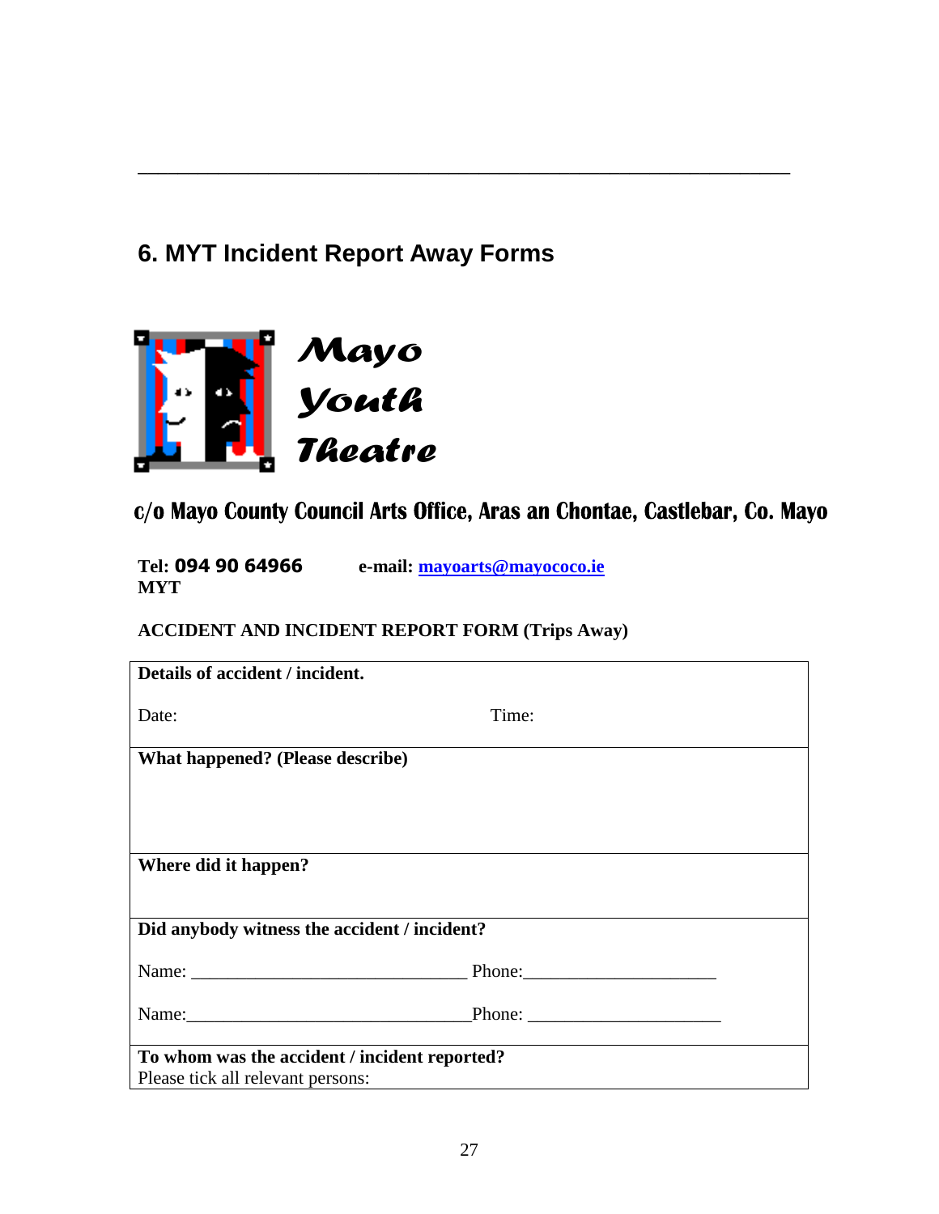## 6. MYT Incident Report Away Forms

*Mayo Youth Theatre*

**c/o Mayo County Council Arts Office, Aras an Chontae, Castlebar, Co. Mayo**

**Tel: 094 90 64966** **e-mail: mayoarts@mayococo.ie**
**MYT**

**ACCIDENT AND INCIDENT REPORT FORM (Trips Away)**

| **Details of accident / incident.**<br><br>Date: Time: |
|---|
| **What happened? (Please describe)** |
| **Where did it happen?** |
| **Did anybody witness the accident / incident?**<br><br>Name: ______________________________ Phone:_____________________<br><br>Name:_______________________________Phone: _____________________ |
| **To whom was the accident / incident reported?**<br>Please tick all relevant persons: |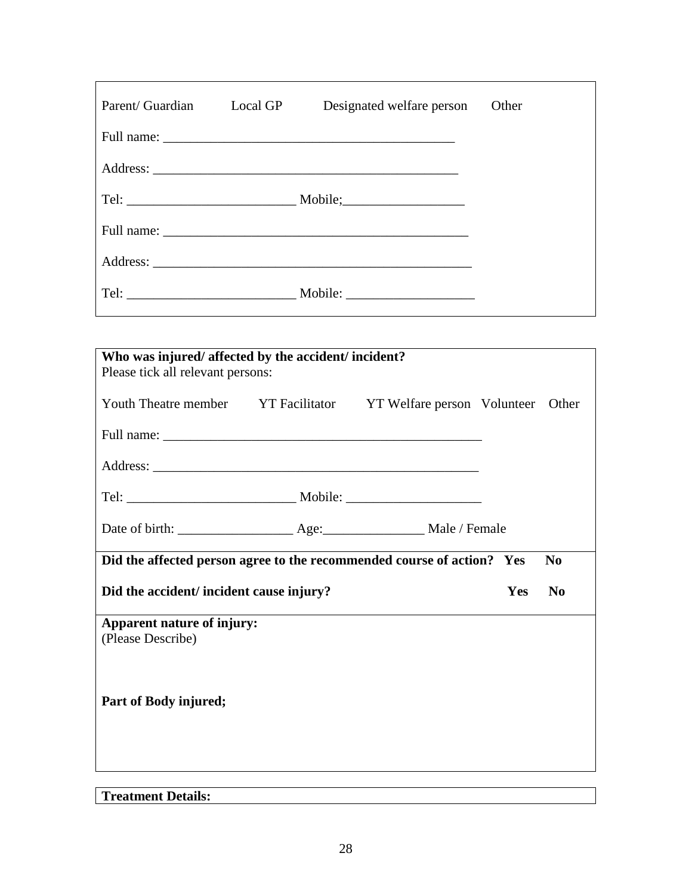Parent/ Guardian     Local GP     Designated welfare person     Other

Full name: ____________________________________________

Address: ______________________________________________

Tel: _________________________ Mobile;__________________

Full name: ______________________________________________

Address: ________________________________________________

Tel: _________________________ Mobile: ___________________

---

**Who was injured/ affected by the accident/ incident?**
Please tick all relevant persons:

Youth Theatre member     YT Facilitator     YT Welfare person     Volunteer     Other

Full name: ________________________________________________

Address: __________________________________________________

Tel: _________________________ Mobile: ____________________

Date of birth: _________________ Age:_______________ Male / Female

**Did the affected person agree to the recommended course of action?   Yes     No**

**Did the accident/ incident cause injury?     Yes     No**

**Apparent nature of injury:**
(Please Describe)

**Part of Body injured;**

---

**Treatment Details:**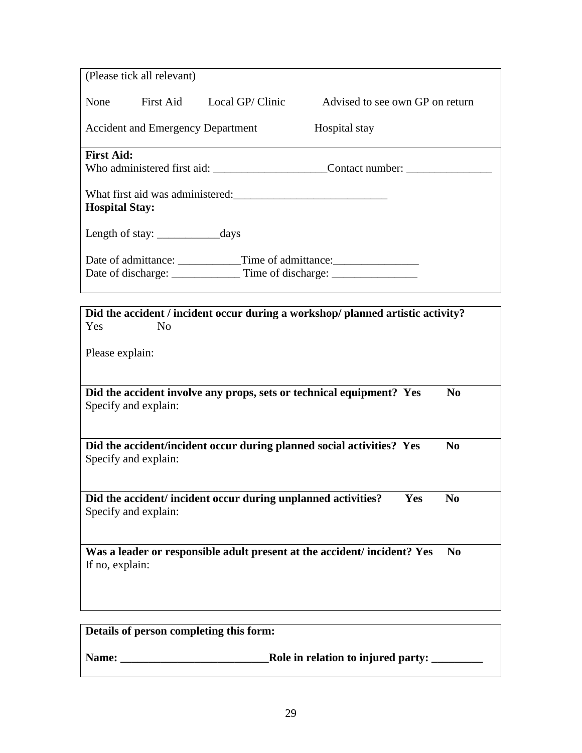(Please tick all relevant)

None     First Aid     Local GP/ Clinic     Advised to see own GP on return

Accident and Emergency Department     Hospital stay

**First Aid:**

Who administered first aid: ____________________Contact number: _______________

What first aid was administered:___________________________

**Hospital Stay:**

Length of stay: ___________days

Date of admittance: ___________Time of admittance:_______________

Date of discharge: ____________ Time of discharge: _______________

**Did the accident / incident occur during a workshop/ planned artistic activity?**

Yes     No

Please explain:

**Did the accident involve any props, sets or technical equipment? Yes     No**

Specify and explain:

**Did the accident/incident occur during planned social activities? Yes     No**

Specify and explain:

**Did the accident/ incident occur during unplanned activities?     Yes     No**

Specify and explain:

**Was a leader or responsible adult present at the accident/ incident? Yes     No**

If no, explain:

**Details of person completing this form:**

**Name: __________________________Role in relation to injured party: _________**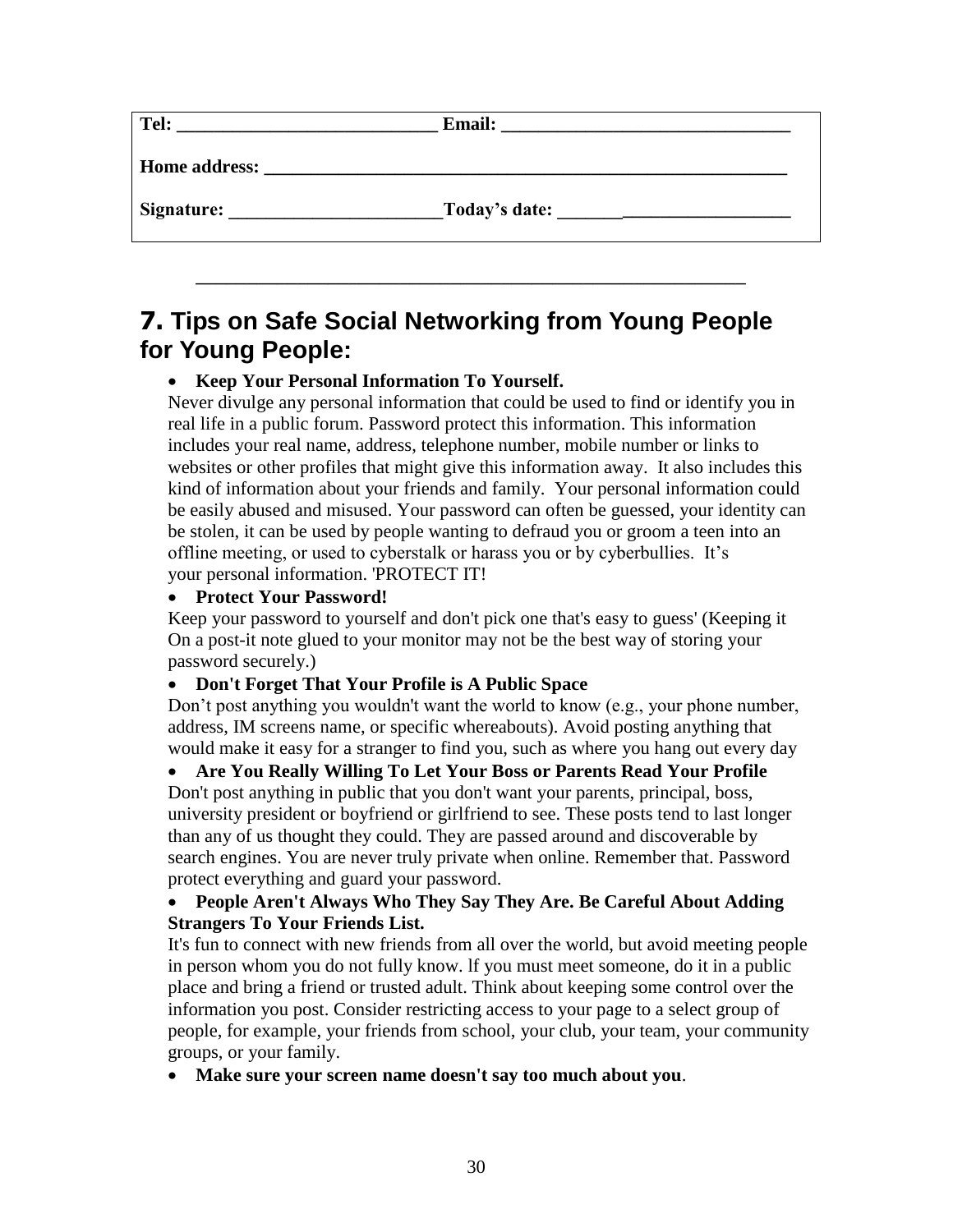| | |
|---|---|
| **Tel: ___________________________** | **Email: ______________________________** |
| **Home address: ______________________________________________________** | |
| **Signature: _____________________** | **Today's date: _________________________** |

______________________________________________________

## 7. Tips on Safe Social Networking from Young People for Young People:

- **Keep Your Personal Information To Yourself.**

Never divulge any personal information that could be used to find or identify you in real life in a public forum. Password protect this information. This information includes your real name, address, telephone number, mobile number or links to websites or other profiles that might give this information away. It also includes this kind of information about your friends and family. Your personal information could be easily abused and misused. Your password can often be guessed, your identity can be stolen, it can be used by people wanting to defraud you or groom a teen into an offline meeting, or used to cyberstalk or harass you or by cyberbullies. It's your personal information. 'PROTECT IT!

- **Protect Your Password!**

Keep your password to yourself and don't pick one that's easy to guess' (Keeping it On a post-it note glued to your monitor may not be the best way of storing your password securely.)

- **Don't Forget That Your Profile is A Public Space**

Don't post anything you wouldn't want the world to know (e.g., your phone number, address, IM screens name, or specific whereabouts). Avoid posting anything that would make it easy for a stranger to find you, such as where you hang out every day

- **Are You Really Willing To Let Your Boss or Parents Read Your Profile**

Don't post anything in public that you don't want your parents, principal, boss, university president or boyfriend or girlfriend to see. These posts tend to last longer than any of us thought they could. They are passed around and discoverable by search engines. You are never truly private when online. Remember that. Password protect everything and guard your password.

- **People Aren't Always Who They Say They Are. Be Careful About Adding Strangers To Your Friends List.**

It's fun to connect with new friends from all over the world, but avoid meeting people in person whom you do not fully know. If you must meet someone, do it in a public place and bring a friend or trusted adult. Think about keeping some control over the information you post. Consider restricting access to your page to a select group of people, for example, your friends from school, your club, your team, your community groups, or your family.

- **Make sure your screen name doesn't say too much about you**.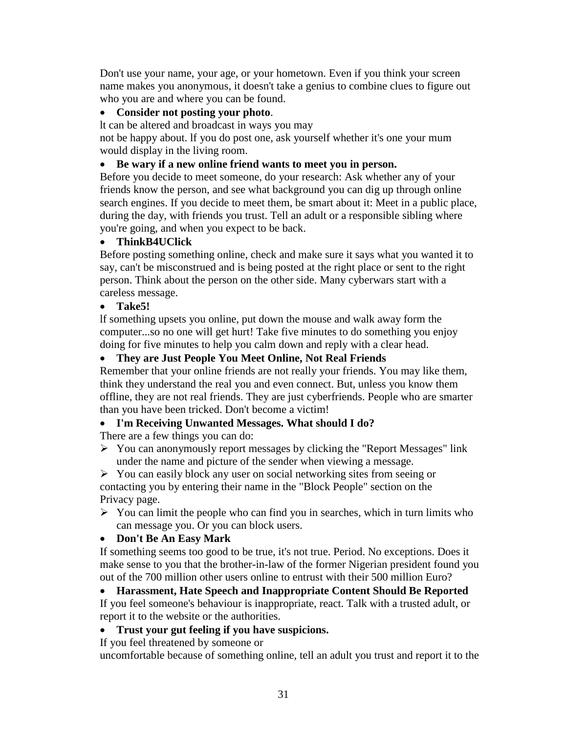Don't use your name, your age, or your hometown. Even if you think your screen name makes you anonymous, it doesn't take a genius to combine clues to figure out who you are and where you can be found.

- **Consider not posting your photo**.

lt can be altered and broadcast in ways you may not be happy about. lf you do post one, ask yourself whether it's one your mum would display in the living room.

- **Be wary if a new online friend wants to meet you in person.**

Before you decide to meet someone, do your research: Ask whether any of your friends know the person, and see what background you can dig up through online search engines. If you decide to meet them, be smart about it: Meet in a public place, during the day, with friends you trust. Tell an adult or a responsible sibling where you're going, and when you expect to be back.

- **ThinkB4UClick**

Before posting something online, check and make sure it says what you wanted it to say, can't be misconstrued and is being posted at the right place or sent to the right person. Think about the person on the other side. Many cyberwars start with a careless message.

- **Take5!**

lf something upsets you online, put down the mouse and walk away form the computer...so no one will get hurt! Take five minutes to do something you enjoy doing for five minutes to help you calm down and reply with a clear head.

- **They are Just People You Meet Online, Not Real Friends**

Remember that your online friends are not really your friends. You may like them, think they understand the real you and even connect. But, unless you know them offline, they are not real friends. They are just cyberfriends. People who are smarter than you have been tricked. Don't become a victim!

- **I'm Receiving Unwanted Messages. What should I do?**

There are a few things you can do:

- You can anonymously report messages by clicking the "Report Messages" link under the name and picture of the sender when viewing a message.
- You can easily block any user on social networking sites from seeing or contacting you by entering their name in the "Block People" section on the Privacy page.
- You can limit the people who can find you in searches, which in turn limits who can message you. Or you can block users.

- **Don't Be An Easy Mark**

If something seems too good to be true, it's not true. Period. No exceptions. Does it make sense to you that the brother-in-law of the former Nigerian president found you out of the 700 million other users online to entrust with their 500 million Euro?

- **Harassment, Hate Speech and Inappropriate Content Should Be Reported**

If you feel someone's behaviour is inappropriate, react. Talk with a trusted adult, or report it to the website or the authorities.

- **Trust your gut feeling if you have suspicions.**

If you feel threatened by someone or uncomfortable because of something online, tell an adult you trust and report it to the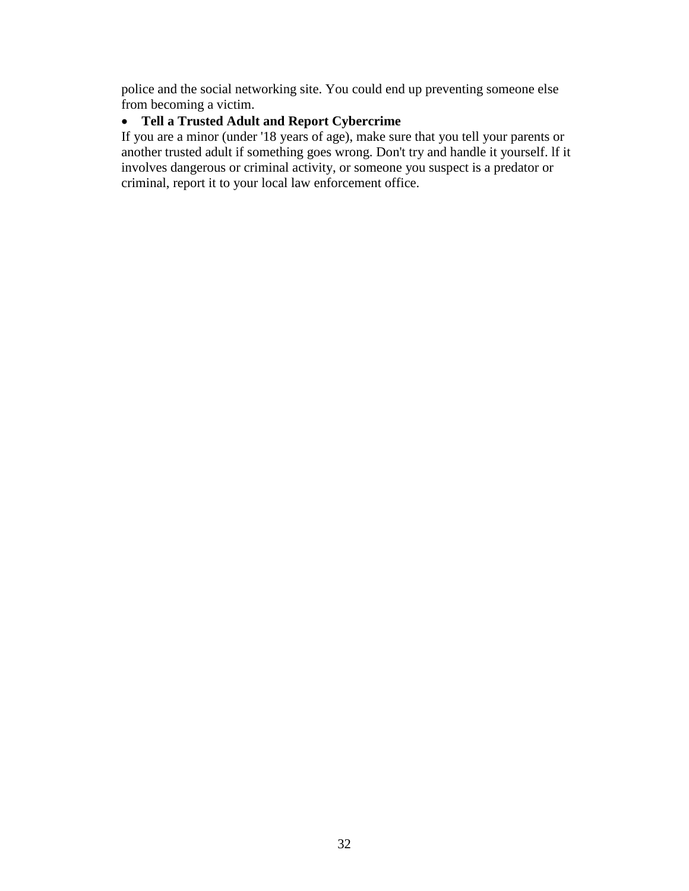police and the social networking site. You could end up preventing someone else from becoming a victim.

- **Tell a Trusted Adult and Report Cybercrime**

If you are a minor (under '18 years of age), make sure that you tell your parents or another trusted adult if something goes wrong. Don't try and handle it yourself. lf it involves dangerous or criminal activity, or someone you suspect is a predator or criminal, report it to your local law enforcement office.